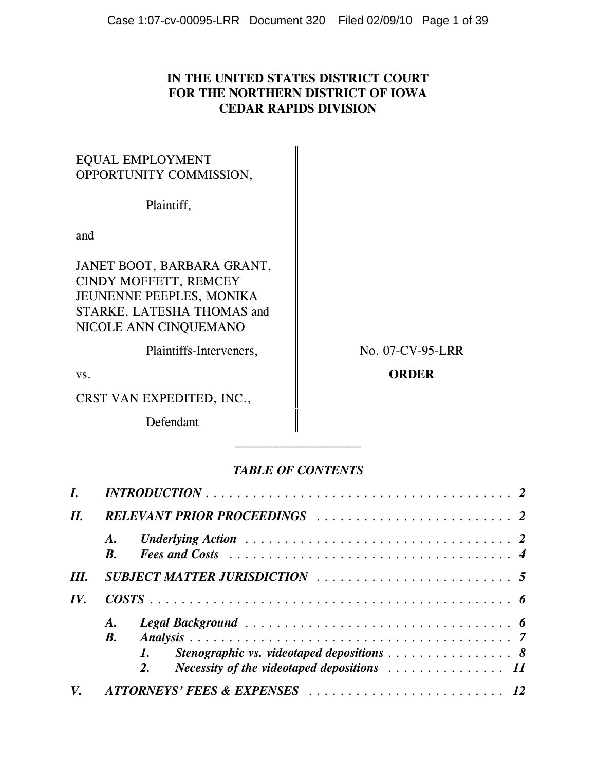**IN THE UNITED STATES DISTRICT COURT**
**FOR THE NORTHERN DISTRICT OF IOWA**
**CEDAR RAPIDS DIVISION**

EQUAL EMPLOYMENT OPPORTUNITY COMMISSION,

Plaintiff,

and

JANET BOOT, BARBARA GRANT, CINDY MOFFETT, REMCEY JEUNENNE PEEPLES, MONIKA STARKE, LATESHA THOMAS and NICOLE ANN CINQUEMANO

Plaintiffs-Interveners,

vs.

CRST VAN EXPEDITED, INC.,

Defendant

No. 07-CV-95-LRR

**ORDER**

---

***TABLE OF CONTENTS***

| | | | |
|---|---|---|---|
| ***I.*** | ***INTRODUCTION*** | | ***2*** |
| ***II.*** | ***RELEVANT PRIOR PROCEEDINGS*** | | ***2*** |
| | ***A.*** | ***Underlying Action*** | ***2*** |
| | ***B.*** | ***Fees and Costs*** | ***4*** |
| ***III.*** | ***SUBJECT MATTER JURISDICTION*** | | ***5*** |
| ***IV.*** | ***COSTS*** | | ***6*** |
| | ***A.*** | ***Legal Background*** | ***6*** |
| | ***B.*** | ***Analysis*** | ***7*** |
| | | ***1. Stenographic vs. videotaped depositions*** | ***8*** |
| | | ***2. Necessity of the videotaped depositions*** | ***11*** |
| ***V.*** | ***ATTORNEYS' FEES & EXPENSES*** | | ***12*** |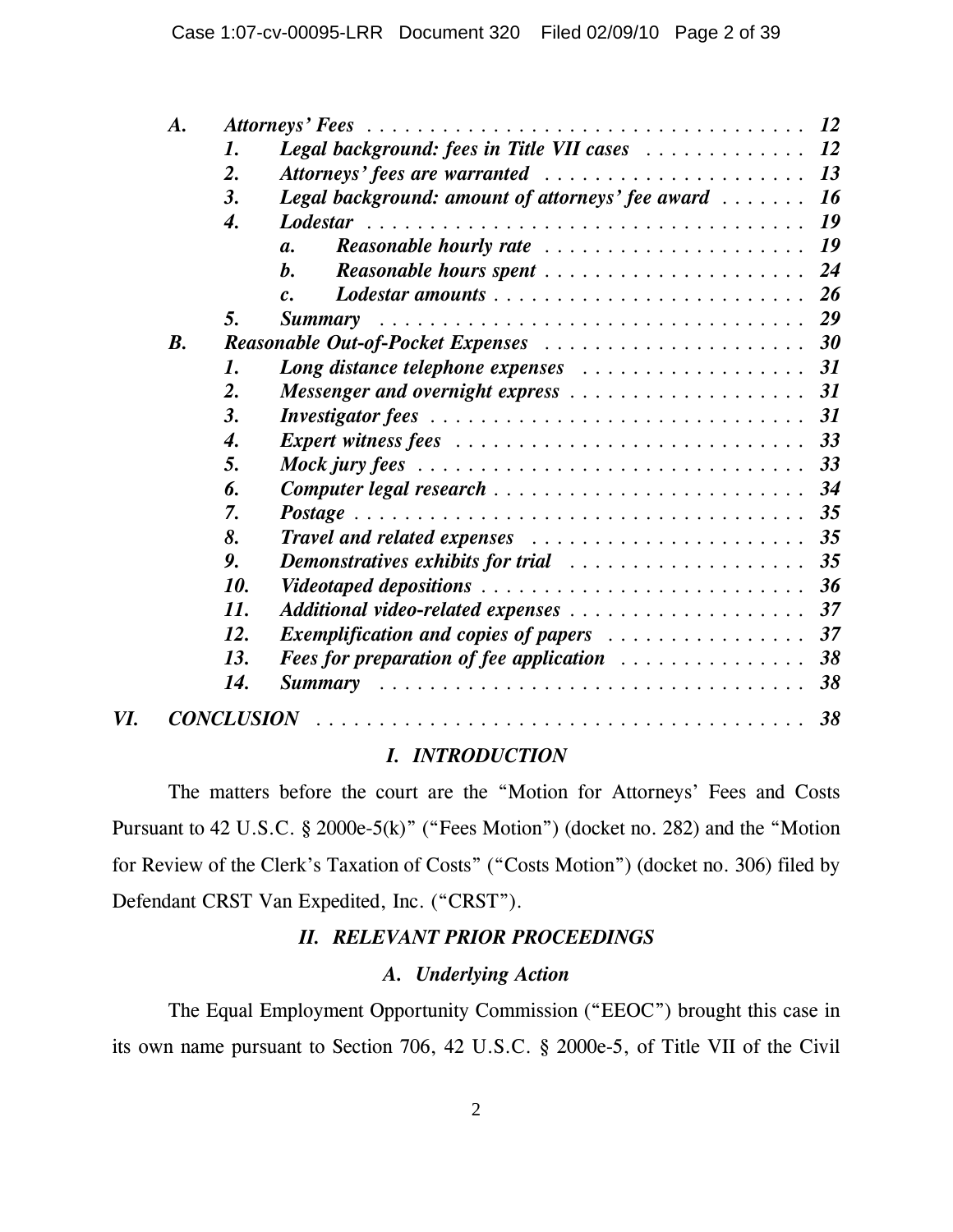- *A. Attorneys' Fees* . . . . . . . . . . 12
  - *1. Legal background: fees in Title VII cases* . . . . . . . . . . 12
  - *2. Attorneys' fees are warranted* . . . . . . . . . . 13
  - *3. Legal background: amount of attorneys' fee award* . . . . . . . . . . 16
  - *4. Lodestar* . . . . . . . . . . 19
    - *a. Reasonable hourly rate* . . . . . . . . . . 19
    - *b. Reasonable hours spent* . . . . . . . . . . 24
    - *c. Lodestar amounts* . . . . . . . . . . 26
  - *5. Summary* . . . . . . . . . . 29
- *B. Reasonable Out-of-Pocket Expenses* . . . . . . . . . . 30
  - *1. Long distance telephone expenses* . . . . . . . . . . 31
  - *2. Messenger and overnight express* . . . . . . . . . . 31
  - *3. Investigator fees* . . . . . . . . . . 31
  - *4. Expert witness fees* . . . . . . . . . . 33
  - *5. Mock jury fees* . . . . . . . . . . 33
  - *6. Computer legal research* . . . . . . . . . . 34
  - *7. Postage* . . . . . . . . . . 35
  - *8. Travel and related expenses* . . . . . . . . . . 35
  - *9. Demonstratives exhibits for trial* . . . . . . . . . . 35
  - *10. Videotaped depositions* . . . . . . . . . . 36
  - *11. Additional video-related expenses* . . . . . . . . . . 37
  - *12. Exemplification and copies of papers* . . . . . . . . . . 37
  - *13. Fees for preparation of fee application* . . . . . . . . . . 38
  - *14. Summary* . . . . . . . . . . 38

*VI. CONCLUSION* . . . . . . . . . . 38

## *I. INTRODUCTION*

The matters before the court are the "Motion for Attorneys' Fees and Costs Pursuant to 42 U.S.C. § 2000e-5(k)" ("Fees Motion") (docket no. 282) and the "Motion for Review of the Clerk's Taxation of Costs" ("Costs Motion") (docket no. 306) filed by Defendant CRST Van Expedited, Inc. ("CRST").

## *II. RELEVANT PRIOR PROCEEDINGS*

### *A. Underlying Action*

The Equal Employment Opportunity Commission ("EEOC") brought this case in its own name pursuant to Section 706, 42 U.S.C. § 2000e-5, of Title VII of the Civil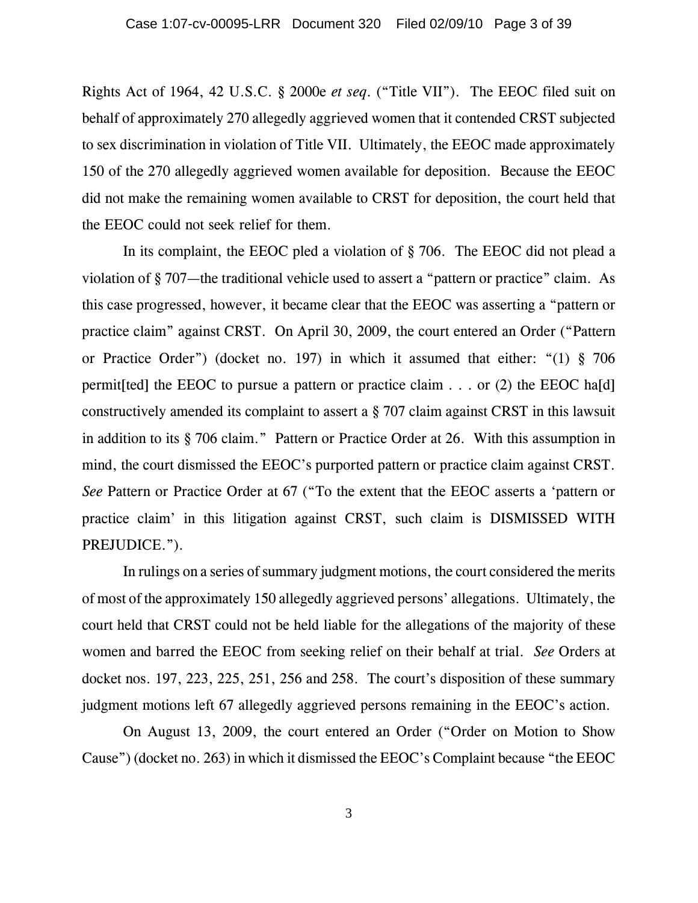Rights Act of 1964, 42 U.S.C. § 2000e *et seq*. ("Title VII"). The EEOC filed suit on behalf of approximately 270 allegedly aggrieved women that it contended CRST subjected to sex discrimination in violation of Title VII. Ultimately, the EEOC made approximately 150 of the 270 allegedly aggrieved women available for deposition. Because the EEOC did not make the remaining women available to CRST for deposition, the court held that the EEOC could not seek relief for them.

In its complaint, the EEOC pled a violation of § 706. The EEOC did not plead a violation of § 707—the traditional vehicle used to assert a "pattern or practice" claim. As this case progressed, however, it became clear that the EEOC was asserting a "pattern or practice claim" against CRST. On April 30, 2009, the court entered an Order ("Pattern or Practice Order") (docket no. 197) in which it assumed that either: "(1) § 706 permit[ted] the EEOC to pursue a pattern or practice claim . . . or (2) the EEOC ha[d] constructively amended its complaint to assert a § 707 claim against CRST in this lawsuit in addition to its § 706 claim." Pattern or Practice Order at 26. With this assumption in mind, the court dismissed the EEOC's purported pattern or practice claim against CRST. *See* Pattern or Practice Order at 67 ("To the extent that the EEOC asserts a 'pattern or practice claim' in this litigation against CRST, such claim is DISMISSED WITH PREJUDICE.").

In rulings on a series of summary judgment motions, the court considered the merits of most of the approximately 150 allegedly aggrieved persons' allegations. Ultimately, the court held that CRST could not be held liable for the allegations of the majority of these women and barred the EEOC from seeking relief on their behalf at trial. *See* Orders at docket nos. 197, 223, 225, 251, 256 and 258. The court's disposition of these summary judgment motions left 67 allegedly aggrieved persons remaining in the EEOC's action.

On August 13, 2009, the court entered an Order ("Order on Motion to Show Cause") (docket no. 263) in which it dismissed the EEOC's Complaint because "the EEOC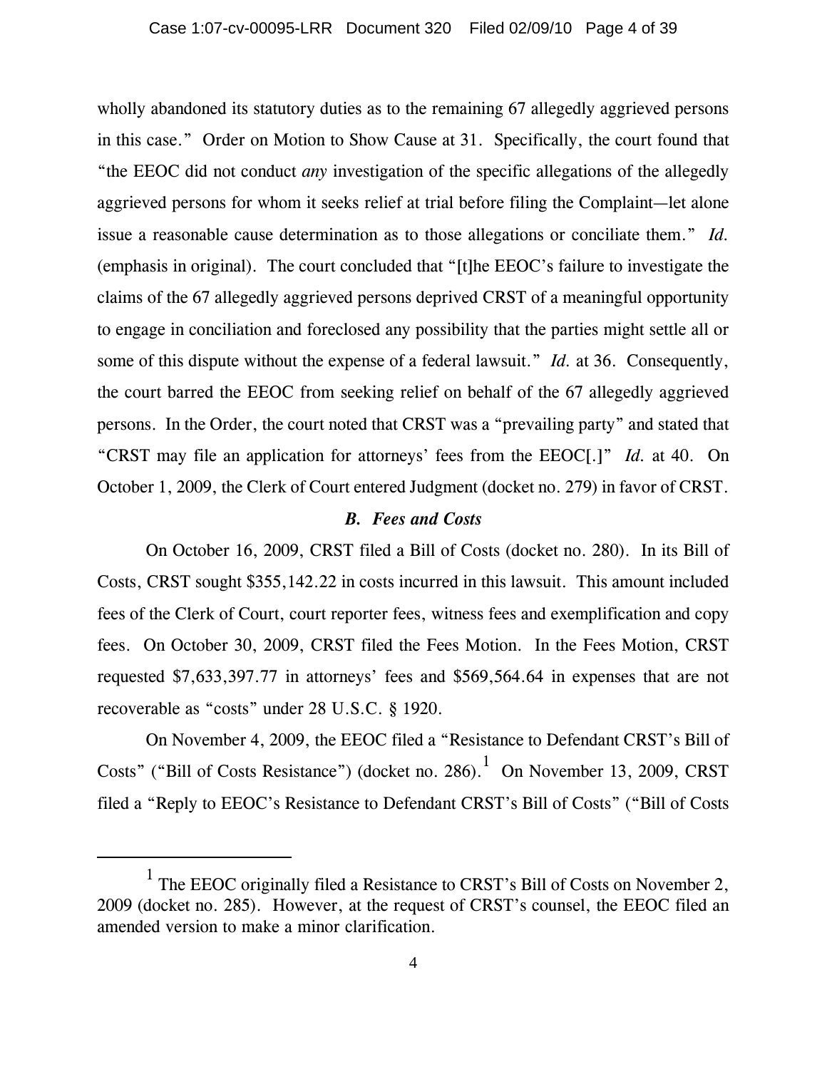wholly abandoned its statutory duties as to the remaining 67 allegedly aggrieved persons in this case." Order on Motion to Show Cause at 31. Specifically, the court found that "the EEOC did not conduct *any* investigation of the specific allegations of the allegedly aggrieved persons for whom it seeks relief at trial before filing the Complaint—let alone issue a reasonable cause determination as to those allegations or conciliate them." *Id.* (emphasis in original). The court concluded that "[t]he EEOC's failure to investigate the claims of the 67 allegedly aggrieved persons deprived CRST of a meaningful opportunity to engage in conciliation and foreclosed any possibility that the parties might settle all or some of this dispute without the expense of a federal lawsuit." *Id.* at 36. Consequently, the court barred the EEOC from seeking relief on behalf of the 67 allegedly aggrieved persons. In the Order, the court noted that CRST was a "prevailing party" and stated that "CRST may file an application for attorneys' fees from the EEOC[.]" *Id.* at 40. On October 1, 2009, the Clerk of Court entered Judgment (docket no. 279) in favor of CRST.

### *B. Fees and Costs*

On October 16, 2009, CRST filed a Bill of Costs (docket no. 280). In its Bill of Costs, CRST sought $355,142.22 in costs incurred in this lawsuit. This amount included fees of the Clerk of Court, court reporter fees, witness fees and exemplification and copy fees. On October 30, 2009, CRST filed the Fees Motion. In the Fees Motion, CRST requested $7,633,397.77 in attorneys' fees and $569,564.64 in expenses that are not recoverable as "costs" under 28 U.S.C. § 1920.

On November 4, 2009, the EEOC filed a "Resistance to Defendant CRST's Bill of Costs" ("Bill of Costs Resistance") (docket no. 286).[1] On November 13, 2009, CRST filed a "Reply to EEOC's Resistance to Defendant CRST's Bill of Costs" ("Bill of Costs

---

[1] The EEOC originally filed a Resistance to CRST's Bill of Costs on November 2, 2009 (docket no. 285). However, at the request of CRST's counsel, the EEOC filed an amended version to make a minor clarification.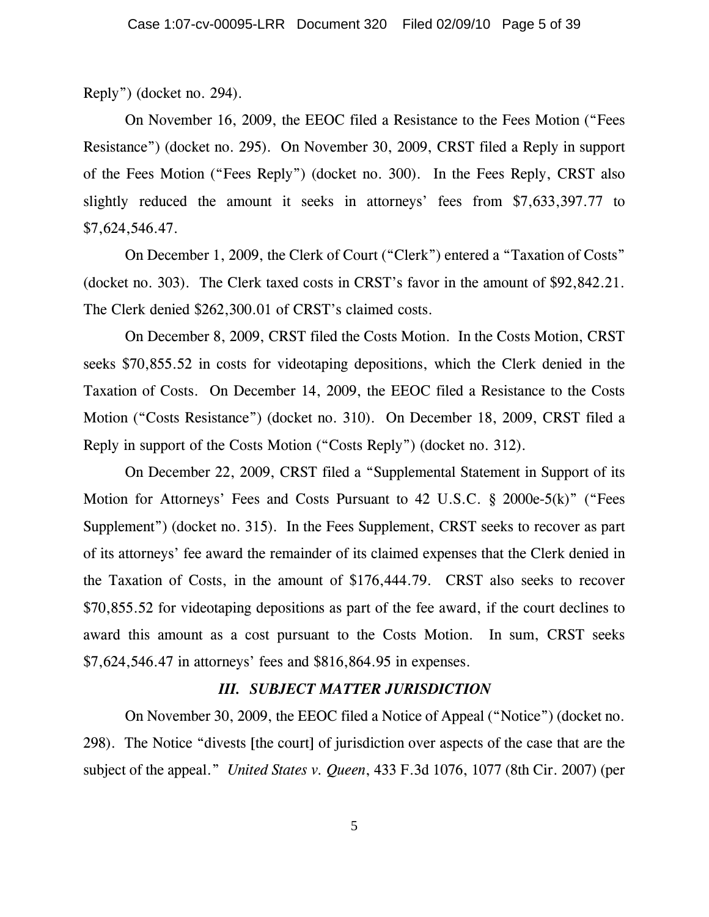Reply") (docket no. 294).

On November 16, 2009, the EEOC filed a Resistance to the Fees Motion ("Fees Resistance") (docket no. 295). On November 30, 2009, CRST filed a Reply in support of the Fees Motion ("Fees Reply") (docket no. 300). In the Fees Reply, CRST also slightly reduced the amount it seeks in attorneys' fees from $7,633,397.77 to $7,624,546.47.

On December 1, 2009, the Clerk of Court ("Clerk") entered a "Taxation of Costs" (docket no. 303). The Clerk taxed costs in CRST's favor in the amount of $92,842.21. The Clerk denied $262,300.01 of CRST's claimed costs.

On December 8, 2009, CRST filed the Costs Motion. In the Costs Motion, CRST seeks $70,855.52 in costs for videotaping depositions, which the Clerk denied in the Taxation of Costs. On December 14, 2009, the EEOC filed a Resistance to the Costs Motion ("Costs Resistance") (docket no. 310). On December 18, 2009, CRST filed a Reply in support of the Costs Motion ("Costs Reply") (docket no. 312).

On December 22, 2009, CRST filed a "Supplemental Statement in Support of its Motion for Attorneys' Fees and Costs Pursuant to 42 U.S.C. § 2000e-5(k)" ("Fees Supplement") (docket no. 315). In the Fees Supplement, CRST seeks to recover as part of its attorneys' fee award the remainder of its claimed expenses that the Clerk denied in the Taxation of Costs, in the amount of $176,444.79. CRST also seeks to recover $70,855.52 for videotaping depositions as part of the fee award, if the court declines to award this amount as a cost pursuant to the Costs Motion. In sum, CRST seeks $7,624,546.47 in attorneys' fees and $816,864.95 in expenses.

### ***III. SUBJECT MATTER JURISDICTION***

On November 30, 2009, the EEOC filed a Notice of Appeal ("Notice") (docket no. 298). The Notice "divests [the court] of jurisdiction over aspects of the case that are the subject of the appeal." *United States v. Queen*, 433 F.3d 1076, 1077 (8th Cir. 2007) (per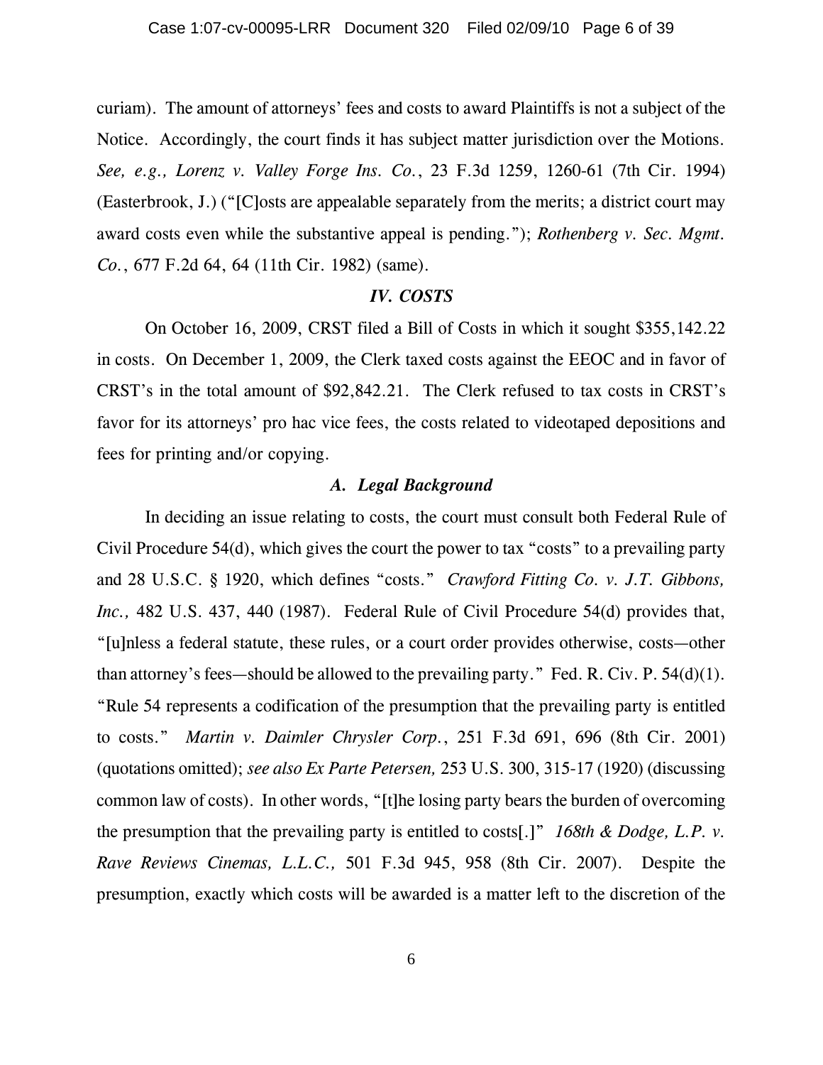curiam). The amount of attorneys' fees and costs to award Plaintiffs is not a subject of the Notice. Accordingly, the court finds it has subject matter jurisdiction over the Motions. *See, e.g., Lorenz v. Valley Forge Ins. Co.*, 23 F.3d 1259, 1260-61 (7th Cir. 1994) (Easterbrook, J.) ("[C]osts are appealable separately from the merits; a district court may award costs even while the substantive appeal is pending."); *Rothenberg v. Sec. Mgmt. Co.*, 677 F.2d 64, 64 (11th Cir. 1982) (same).

## *IV. COSTS*

On October 16, 2009, CRST filed a Bill of Costs in which it sought $355,142.22 in costs. On December 1, 2009, the Clerk taxed costs against the EEOC and in favor of CRST's in the total amount of $92,842.21. The Clerk refused to tax costs in CRST's favor for its attorneys' pro hac vice fees, the costs related to videotaped depositions and fees for printing and/or copying.

### *A. Legal Background*

In deciding an issue relating to costs, the court must consult both Federal Rule of Civil Procedure 54(d), which gives the court the power to tax "costs" to a prevailing party and 28 U.S.C. § 1920, which defines "costs." *Crawford Fitting Co. v. J.T. Gibbons, Inc.,* 482 U.S. 437, 440 (1987). Federal Rule of Civil Procedure 54(d) provides that, "[u]nless a federal statute, these rules, or a court order provides otherwise, costs—other than attorney's fees—should be allowed to the prevailing party." Fed. R. Civ. P. 54(d)(1). "Rule 54 represents a codification of the presumption that the prevailing party is entitled to costs." *Martin v. Daimler Chrysler Corp.*, 251 F.3d 691, 696 (8th Cir. 2001) (quotations omitted); *see also Ex Parte Petersen,* 253 U.S. 300, 315-17 (1920) (discussing common law of costs). In other words, "[t]he losing party bears the burden of overcoming the presumption that the prevailing party is entitled to costs[.]" *168th & Dodge, L.P. v. Rave Reviews Cinemas, L.L.C.,* 501 F.3d 945, 958 (8th Cir. 2007). Despite the presumption, exactly which costs will be awarded is a matter left to the discretion of the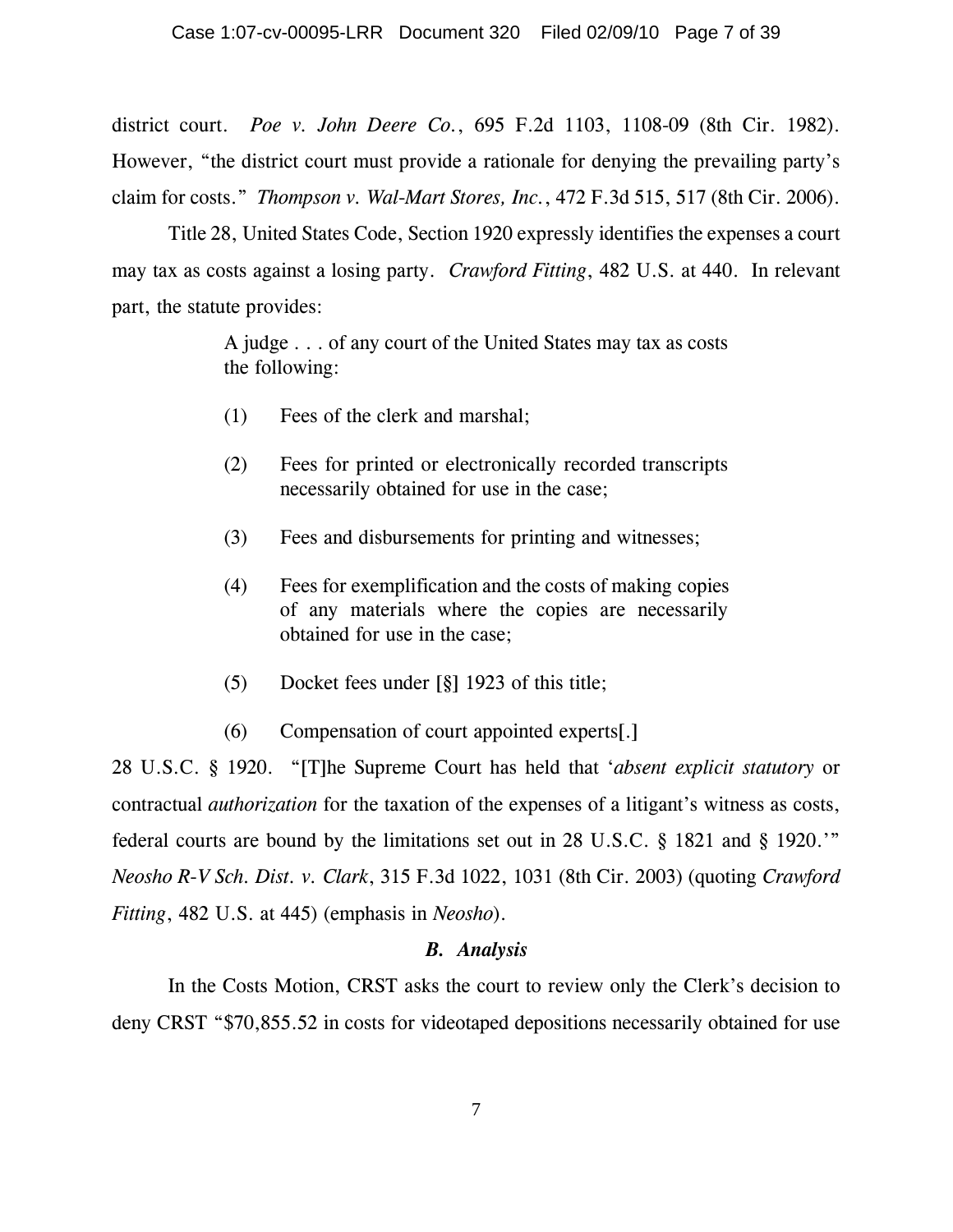district court. *Poe v. John Deere Co.*, 695 F.2d 1103, 1108-09 (8th Cir. 1982). However, "the district court must provide a rationale for denying the prevailing party's claim for costs." *Thompson v. Wal-Mart Stores, Inc.*, 472 F.3d 515, 517 (8th Cir. 2006).

Title 28, United States Code, Section 1920 expressly identifies the expenses a court may tax as costs against a losing party. *Crawford Fitting*, 482 U.S. at 440. In relevant part, the statute provides:

> A judge . . . of any court of the United States may tax as costs the following:
>
> (1) Fees of the clerk and marshal;
>
> (2) Fees for printed or electronically recorded transcripts necessarily obtained for use in the case;
>
> (3) Fees and disbursements for printing and witnesses;
>
> (4) Fees for exemplification and the costs of making copies of any materials where the copies are necessarily obtained for use in the case;
>
> (5) Docket fees under [§] 1923 of this title;
>
> (6) Compensation of court appointed experts[.]

28 U.S.C. § 1920. "[T]he Supreme Court has held that '*absent explicit statutory* or contractual *authorization* for the taxation of the expenses of a litigant's witness as costs, federal courts are bound by the limitations set out in 28 U.S.C. § 1821 and § 1920.'" *Neosho R-V Sch. Dist. v. Clark*, 315 F.3d 1022, 1031 (8th Cir. 2003) (quoting *Crawford Fitting*, 482 U.S. at 445) (emphasis in *Neosho*).

### *B. Analysis*

In the Costs Motion, CRST asks the court to review only the Clerk's decision to deny CRST "$70,855.52 in costs for videotaped depositions necessarily obtained for use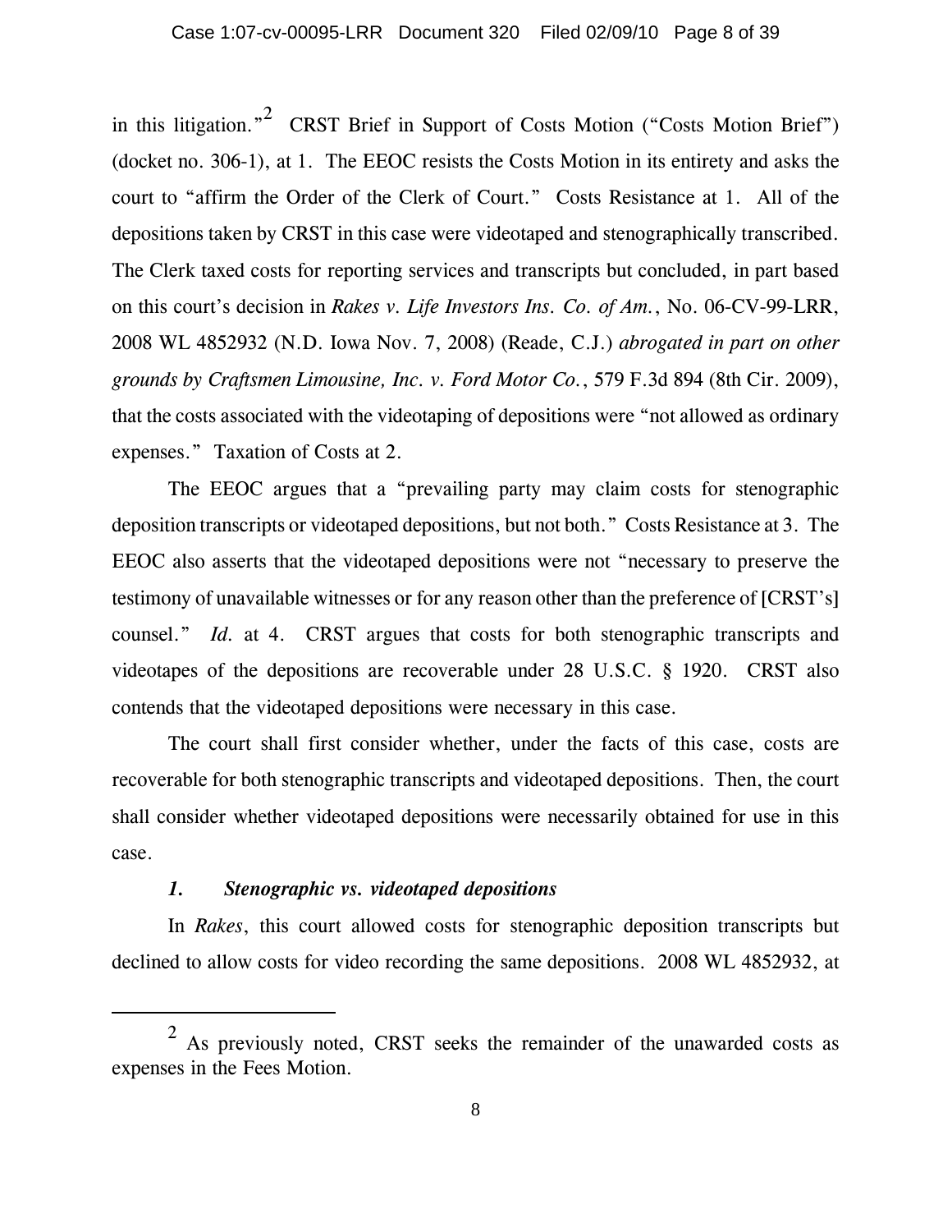in this litigation."[2] CRST Brief in Support of Costs Motion ("Costs Motion Brief") (docket no. 306-1), at 1. The EEOC resists the Costs Motion in its entirety and asks the court to "affirm the Order of the Clerk of Court." Costs Resistance at 1. All of the depositions taken by CRST in this case were videotaped and stenographically transcribed. The Clerk taxed costs for reporting services and transcripts but concluded, in part based on this court's decision in *Rakes v. Life Investors Ins. Co. of Am.*, No. 06-CV-99-LRR, 2008 WL 4852932 (N.D. Iowa Nov. 7, 2008) (Reade, C.J.) *abrogated in part on other grounds by Craftsmen Limousine, Inc. v. Ford Motor Co.*, 579 F.3d 894 (8th Cir. 2009), that the costs associated with the videotaping of depositions were "not allowed as ordinary expenses." Taxation of Costs at 2.

The EEOC argues that a "prevailing party may claim costs for stenographic deposition transcripts or videotaped depositions, but not both." Costs Resistance at 3. The EEOC also asserts that the videotaped depositions were not "necessary to preserve the testimony of unavailable witnesses or for any reason other than the preference of [CRST's] counsel." *Id.* at 4. CRST argues that costs for both stenographic transcripts and videotapes of the depositions are recoverable under 28 U.S.C. § 1920. CRST also contends that the videotaped depositions were necessary in this case.

The court shall first consider whether, under the facts of this case, costs are recoverable for both stenographic transcripts and videotaped depositions. Then, the court shall consider whether videotaped depositions were necessarily obtained for use in this case.

### *1. Stenographic vs. videotaped depositions*

In *Rakes*, this court allowed costs for stenographic deposition transcripts but declined to allow costs for video recording the same depositions. 2008 WL 4852932, at

---

[2] As previously noted, CRST seeks the remainder of the unawarded costs as expenses in the Fees Motion.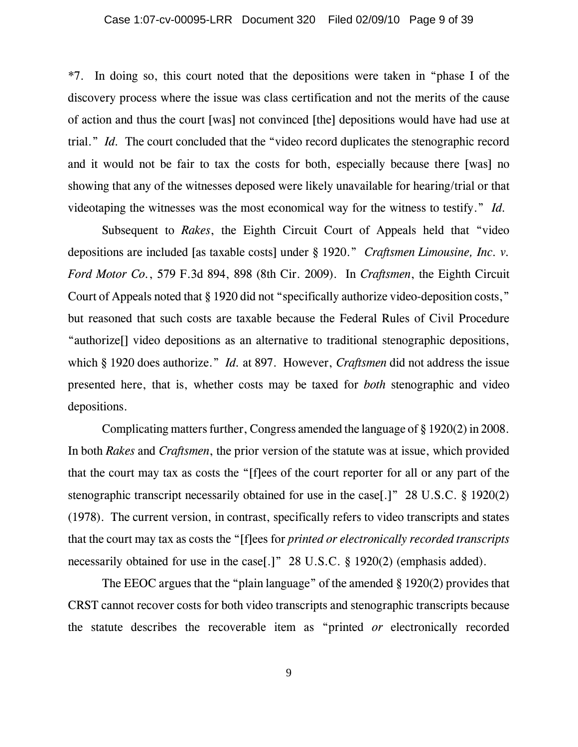*7. In doing so, this court noted that the depositions were taken in "phase I of the discovery process where the issue was class certification and not the merits of the cause of action and thus the court [was] not convinced [the] depositions would have had use at trial." *Id.* The court concluded that the "video record duplicates the stenographic record and it would not be fair to tax the costs for both, especially because there [was] no showing that any of the witnesses deposed were likely unavailable for hearing/trial or that videotaping the witnesses was the most economical way for the witness to testify." *Id.*

Subsequent to *Rakes*, the Eighth Circuit Court of Appeals held that "video depositions are included [as taxable costs] under § 1920." *Craftsmen Limousine, Inc. v. Ford Motor Co.*, 579 F.3d 894, 898 (8th Cir. 2009). In *Craftsmen*, the Eighth Circuit Court of Appeals noted that § 1920 did not "specifically authorize video-deposition costs," but reasoned that such costs are taxable because the Federal Rules of Civil Procedure "authorize[] video depositions as an alternative to traditional stenographic depositions, which § 1920 does authorize." *Id.* at 897. However, *Craftsmen* did not address the issue presented here, that is, whether costs may be taxed for *both* stenographic and video depositions.

Complicating matters further, Congress amended the language of § 1920(2) in 2008. In both *Rakes* and *Craftsmen*, the prior version of the statute was at issue, which provided that the court may tax as costs the "[f]ees of the court reporter for all or any part of the stenographic transcript necessarily obtained for use in the case[.]" 28 U.S.C. § 1920(2) (1978). The current version, in contrast, specifically refers to video transcripts and states that the court may tax as costs the "[f]ees for *printed or electronically recorded transcripts* necessarily obtained for use in the case[.]" 28 U.S.C. § 1920(2) (emphasis added).

The EEOC argues that the "plain language" of the amended § 1920(2) provides that CRST cannot recover costs for both video transcripts and stenographic transcripts because the statute describes the recoverable item as "printed *or* electronically recorded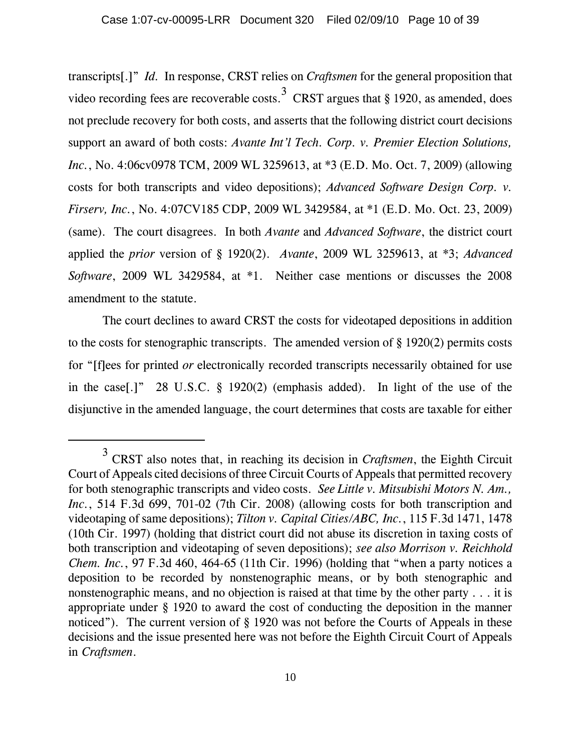transcripts[.]" *Id.* In response, CRST relies on *Craftsmen* for the general proposition that video recording fees are recoverable costs.[3] CRST argues that § 1920, as amended, does not preclude recovery for both costs, and asserts that the following district court decisions support an award of both costs: *Avante Int'l Tech. Corp. v. Premier Election Solutions, Inc.*, No. 4:06cv0978 TCM, 2009 WL 3259613, at *3 (E.D. Mo. Oct. 7, 2009) (allowing costs for both transcripts and video depositions); *Advanced Software Design Corp. v. Firserv, Inc.*, No. 4:07CV185 CDP, 2009 WL 3429584, at *1 (E.D. Mo. Oct. 23, 2009) (same). The court disagrees. In both *Avante* and *Advanced Software*, the district court applied the *prior* version of § 1920(2). *Avante*, 2009 WL 3259613, at *3; *Advanced Software*, 2009 WL 3429584, at *1. Neither case mentions or discusses the 2008 amendment to the statute.

The court declines to award CRST the costs for videotaped depositions in addition to the costs for stenographic transcripts. The amended version of § 1920(2) permits costs for "[f]ees for printed *or* electronically recorded transcripts necessarily obtained for use in the case[.]" 28 U.S.C. § 1920(2) (emphasis added). In light of the use of the disjunctive in the amended language, the court determines that costs are taxable for either

---

[3] CRST also notes that, in reaching its decision in *Craftsmen*, the Eighth Circuit Court of Appeals cited decisions of three Circuit Courts of Appeals that permitted recovery for both stenographic transcripts and video costs. *See Little v. Mitsubishi Motors N. Am., Inc.*, 514 F.3d 699, 701-02 (7th Cir. 2008) (allowing costs for both transcription and videotaping of same depositions); *Tilton v. Capital Cities/ABC, Inc.*, 115 F.3d 1471, 1478 (10th Cir. 1997) (holding that district court did not abuse its discretion in taxing costs of both transcription and videotaping of seven depositions); *see also Morrison v. Reichhold Chem. Inc.*, 97 F.3d 460, 464-65 (11th Cir. 1996) (holding that "when a party notices a deposition to be recorded by nonstenographic means, or by both stenographic and nonstenographic means, and no objection is raised at that time by the other party . . . it is appropriate under § 1920 to award the cost of conducting the deposition in the manner noticed"). The current version of § 1920 was not before the Courts of Appeals in these decisions and the issue presented here was not before the Eighth Circuit Court of Appeals in *Craftsmen*.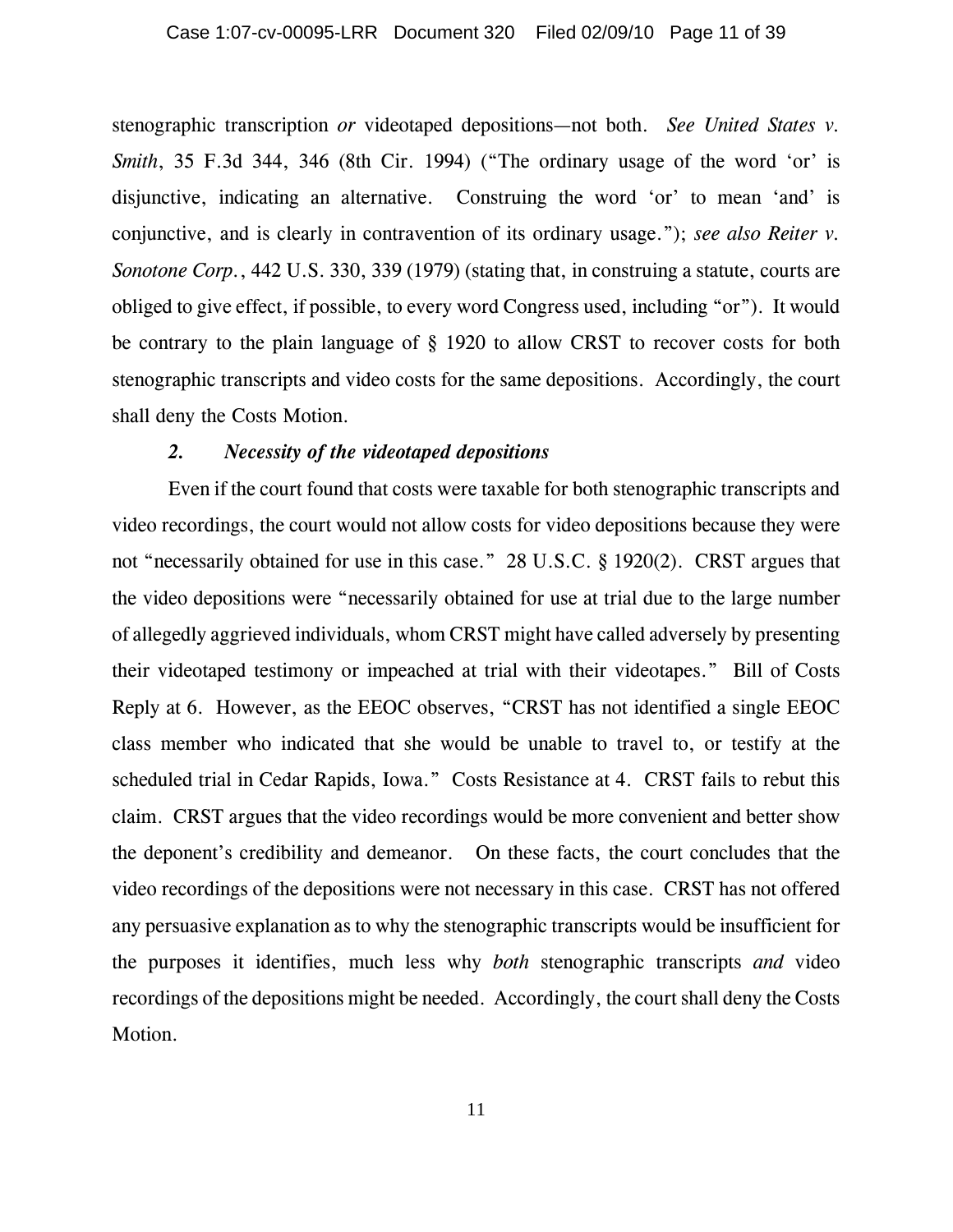stenographic transcription *or* videotaped depositions—not both. *See United States v. Smith*, 35 F.3d 344, 346 (8th Cir. 1994) ("The ordinary usage of the word 'or' is disjunctive, indicating an alternative. Construing the word 'or' to mean 'and' is conjunctive, and is clearly in contravention of its ordinary usage."); *see also Reiter v. Sonotone Corp.*, 442 U.S. 330, 339 (1979) (stating that, in construing a statute, courts are obliged to give effect, if possible, to every word Congress used, including "or"). It would be contrary to the plain language of § 1920 to allow CRST to recover costs for both stenographic transcripts and video costs for the same depositions. Accordingly, the court shall deny the Costs Motion.

### *2. Necessity of the videotaped depositions*

Even if the court found that costs were taxable for both stenographic transcripts and video recordings, the court would not allow costs for video depositions because they were not "necessarily obtained for use in this case." 28 U.S.C. § 1920(2). CRST argues that the video depositions were "necessarily obtained for use at trial due to the large number of allegedly aggrieved individuals, whom CRST might have called adversely by presenting their videotaped testimony or impeached at trial with their videotapes." Bill of Costs Reply at 6. However, as the EEOC observes, "CRST has not identified a single EEOC class member who indicated that she would be unable to travel to, or testify at the scheduled trial in Cedar Rapids, Iowa." Costs Resistance at 4. CRST fails to rebut this claim. CRST argues that the video recordings would be more convenient and better show the deponent's credibility and demeanor. On these facts, the court concludes that the video recordings of the depositions were not necessary in this case. CRST has not offered any persuasive explanation as to why the stenographic transcripts would be insufficient for the purposes it identifies, much less why *both* stenographic transcripts *and* video recordings of the depositions might be needed. Accordingly, the court shall deny the Costs Motion.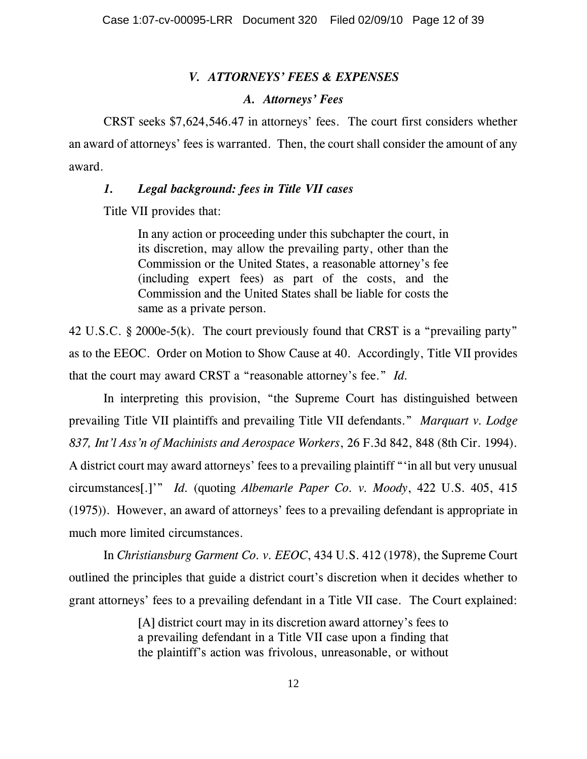### *V. ATTORNEYS' FEES & EXPENSES*

#### *A. Attorneys' Fees*

CRST seeks $7,624,546.47 in attorneys' fees. The court first considers whether an award of attorneys' fees is warranted. Then, the court shall consider the amount of any award.

##### *1. Legal background: fees in Title VII cases*

Title VII provides that:

> In any action or proceeding under this subchapter the court, in its discretion, may allow the prevailing party, other than the Commission or the United States, a reasonable attorney's fee (including expert fees) as part of the costs, and the Commission and the United States shall be liable for costs the same as a private person.

42 U.S.C. § 2000e-5(k). The court previously found that CRST is a "prevailing party" as to the EEOC. Order on Motion to Show Cause at 40. Accordingly, Title VII provides that the court may award CRST a "reasonable attorney's fee." *Id.*

In interpreting this provision, "the Supreme Court has distinguished between prevailing Title VII plaintiffs and prevailing Title VII defendants." *Marquart v. Lodge 837, Int'l Ass'n of Machinists and Aerospace Workers*, 26 F.3d 842, 848 (8th Cir. 1994). A district court may award attorneys' fees to a prevailing plaintiff "'in all but very unusual circumstances[.]'" *Id.* (quoting *Albemarle Paper Co. v. Moody*, 422 U.S. 405, 415 (1975)). However, an award of attorneys' fees to a prevailing defendant is appropriate in much more limited circumstances.

In *Christiansburg Garment Co. v. EEOC*, 434 U.S. 412 (1978), the Supreme Court outlined the principles that guide a district court's discretion when it decides whether to grant attorneys' fees to a prevailing defendant in a Title VII case. The Court explained:

> [A] district court may in its discretion award attorney's fees to a prevailing defendant in a Title VII case upon a finding that the plaintiff's action was frivolous, unreasonable, or without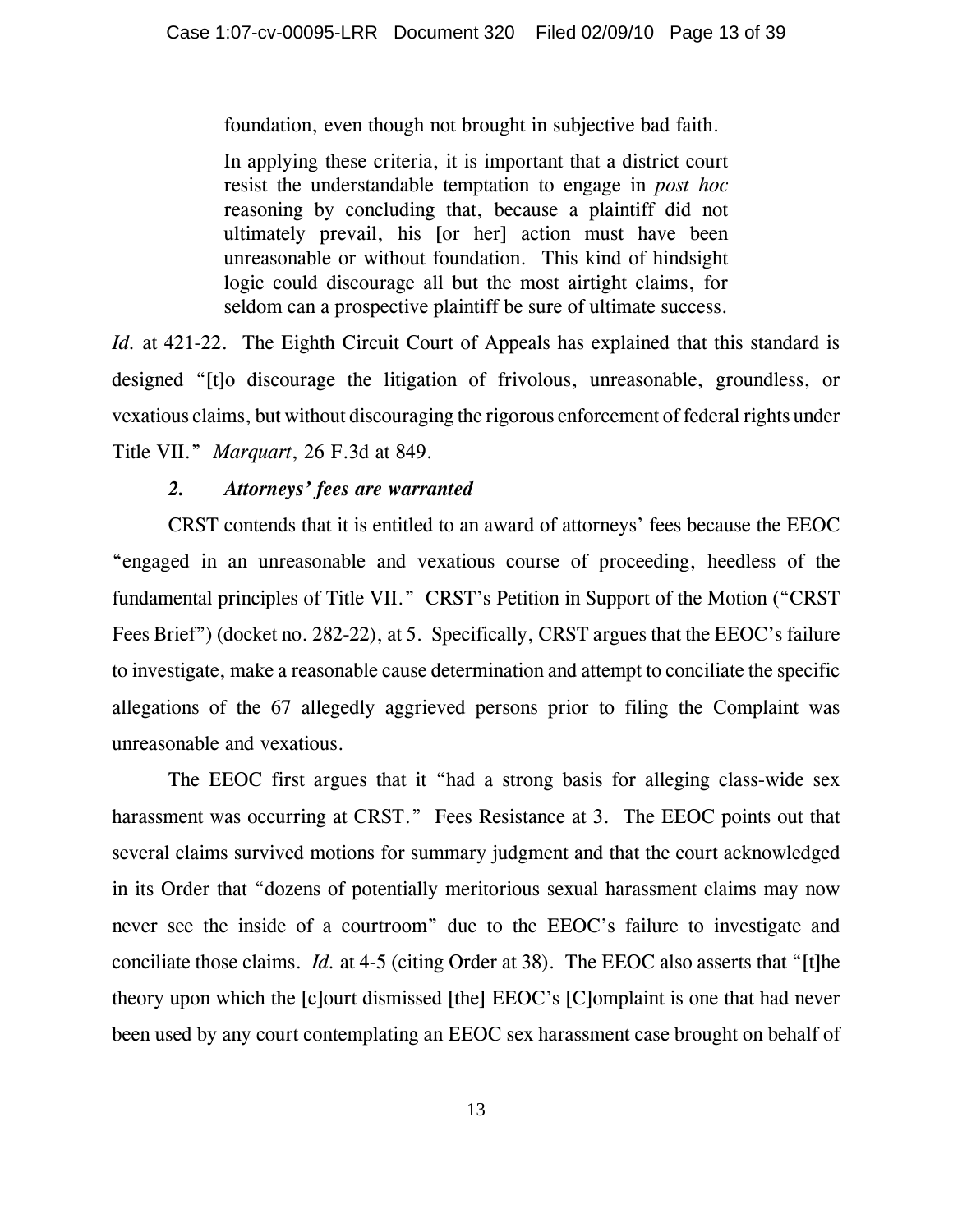> foundation, even though not brought in subjective bad faith.
>
> In applying these criteria, it is important that a district court resist the understandable temptation to engage in *post hoc* reasoning by concluding that, because a plaintiff did not ultimately prevail, his [or her] action must have been unreasonable or without foundation. This kind of hindsight logic could discourage all but the most airtight claims, for seldom can a prospective plaintiff be sure of ultimate success.

*Id.* at 421-22. The Eighth Circuit Court of Appeals has explained that this standard is designed "[t]o discourage the litigation of frivolous, unreasonable, groundless, or vexatious claims, but without discouraging the rigorous enforcement of federal rights under Title VII." *Marquart*, 26 F.3d at 849.

### *2. Attorneys' fees are warranted*

CRST contends that it is entitled to an award of attorneys' fees because the EEOC "engaged in an unreasonable and vexatious course of proceeding, heedless of the fundamental principles of Title VII." CRST's Petition in Support of the Motion ("CRST Fees Brief") (docket no. 282-22), at 5. Specifically, CRST argues that the EEOC's failure to investigate, make a reasonable cause determination and attempt to conciliate the specific allegations of the 67 allegedly aggrieved persons prior to filing the Complaint was unreasonable and vexatious.

The EEOC first argues that it "had a strong basis for alleging class-wide sex harassment was occurring at CRST." Fees Resistance at 3. The EEOC points out that several claims survived motions for summary judgment and that the court acknowledged in its Order that "dozens of potentially meritorious sexual harassment claims may now never see the inside of a courtroom" due to the EEOC's failure to investigate and conciliate those claims. *Id.* at 4-5 (citing Order at 38). The EEOC also asserts that "[t]he theory upon which the [c]ourt dismissed [the] EEOC's [C]omplaint is one that had never been used by any court contemplating an EEOC sex harassment case brought on behalf of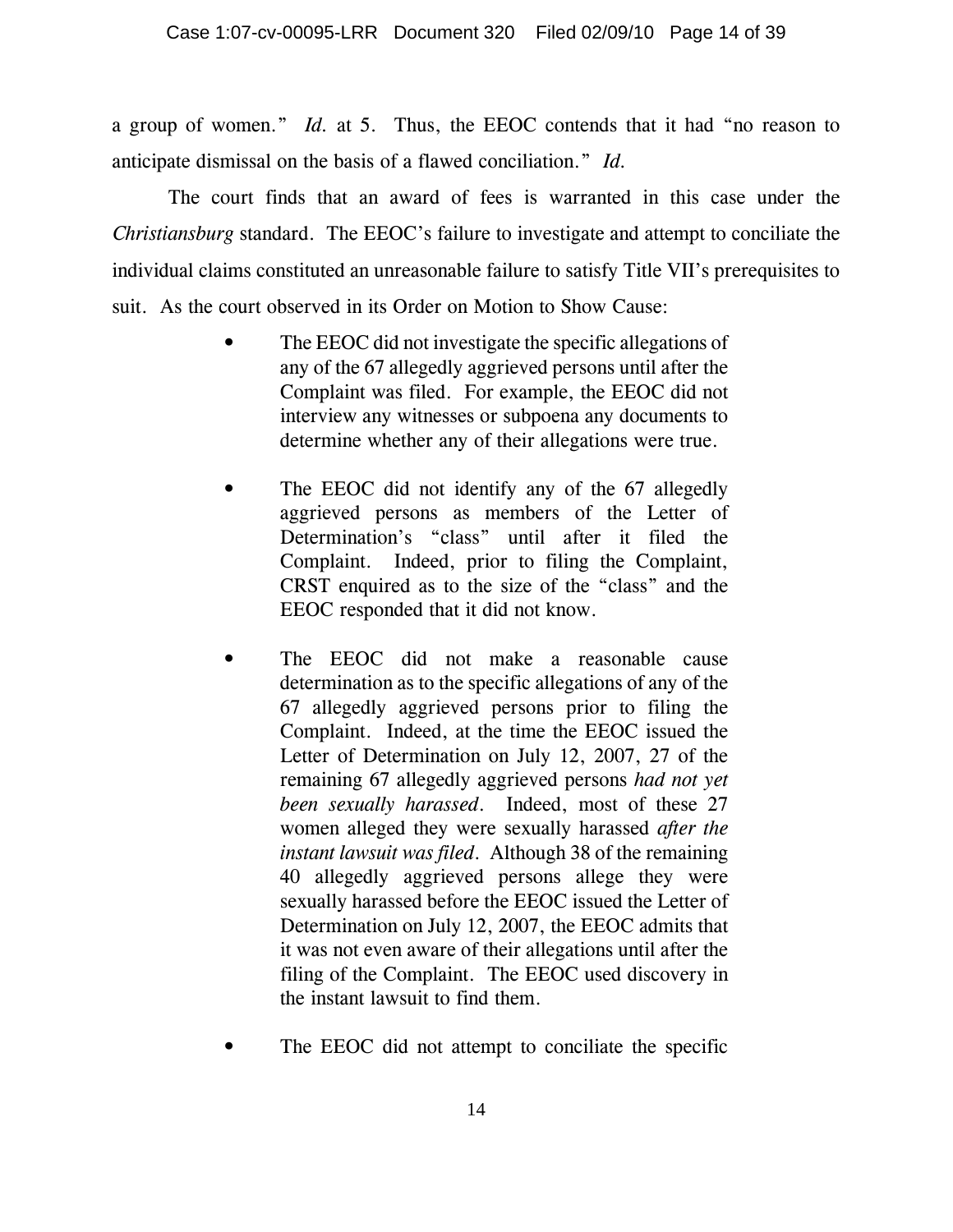a group of women." *Id.* at 5. Thus, the EEOC contends that it had "no reason to anticipate dismissal on the basis of a flawed conciliation." *Id.*

The court finds that an award of fees is warranted in this case under the *Christiansburg* standard. The EEOC's failure to investigate and attempt to conciliate the individual claims constituted an unreasonable failure to satisfy Title VII's prerequisites to suit. As the court observed in its Order on Motion to Show Cause:

> - The EEOC did not investigate the specific allegations of any of the 67 allegedly aggrieved persons until after the Complaint was filed. For example, the EEOC did not interview any witnesses or subpoena any documents to determine whether any of their allegations were true.
>
> - The EEOC did not identify any of the 67 allegedly aggrieved persons as members of the Letter of Determination's "class" until after it filed the Complaint. Indeed, prior to filing the Complaint, CRST enquired as to the size of the "class" and the EEOC responded that it did not know.
>
> - The EEOC did not make a reasonable cause determination as to the specific allegations of any of the 67 allegedly aggrieved persons prior to filing the Complaint. Indeed, at the time the EEOC issued the Letter of Determination on July 12, 2007, 27 of the remaining 67 allegedly aggrieved persons *had not yet been sexually harassed*. Indeed, most of these 27 women alleged they were sexually harassed *after the instant lawsuit was filed*. Although 38 of the remaining 40 allegedly aggrieved persons allege they were sexually harassed before the EEOC issued the Letter of Determination on July 12, 2007, the EEOC admits that it was not even aware of their allegations until after the filing of the Complaint. The EEOC used discovery in the instant lawsuit to find them.
>
> - The EEOC did not attempt to conciliate the specific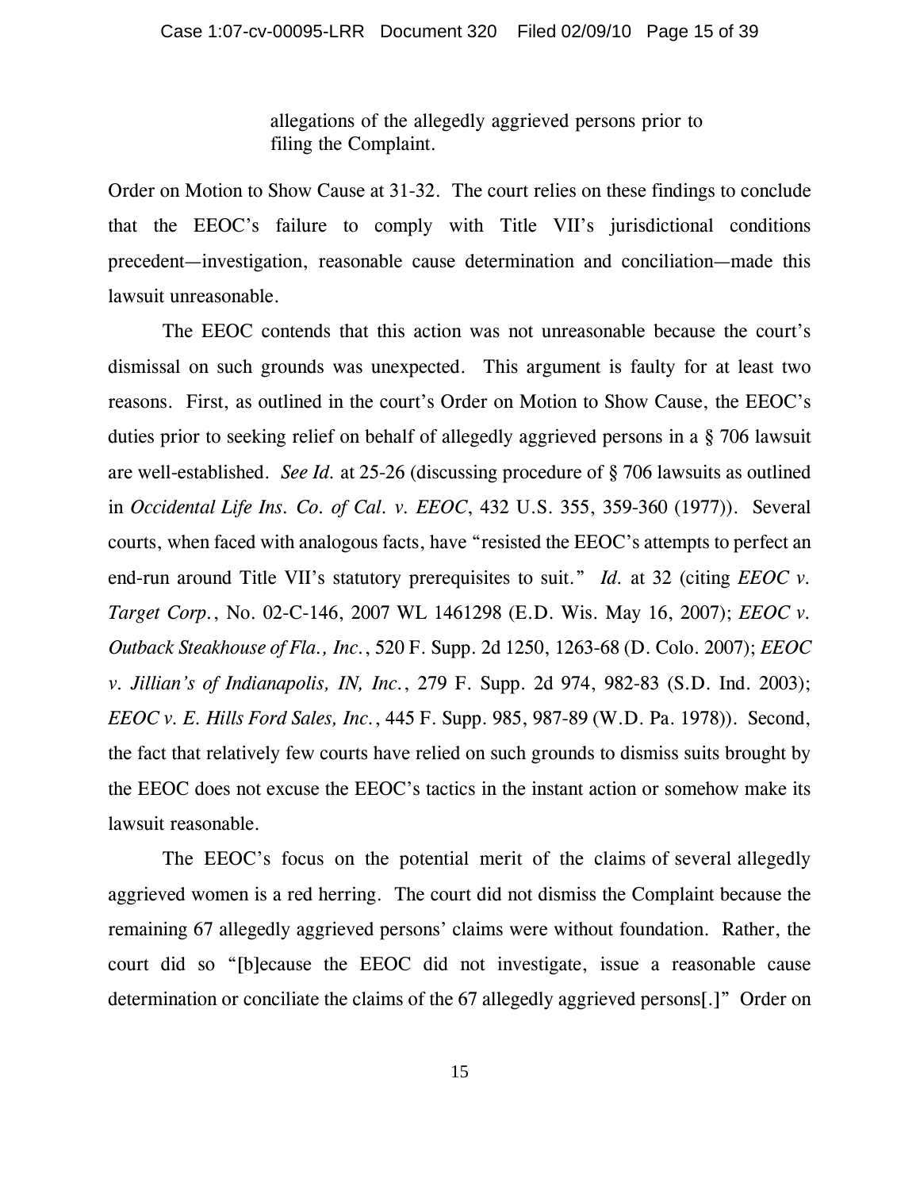> allegations of the allegedly aggrieved persons prior to filing the Complaint.

Order on Motion to Show Cause at 31-32. The court relies on these findings to conclude that the EEOC's failure to comply with Title VII's jurisdictional conditions precedent—investigation, reasonable cause determination and conciliation—made this lawsuit unreasonable.

The EEOC contends that this action was not unreasonable because the court's dismissal on such grounds was unexpected. This argument is faulty for at least two reasons. First, as outlined in the court's Order on Motion to Show Cause, the EEOC's duties prior to seeking relief on behalf of allegedly aggrieved persons in a § 706 lawsuit are well-established. *See Id.* at 25-26 (discussing procedure of § 706 lawsuits as outlined in *Occidental Life Ins. Co. of Cal. v. EEOC*, 432 U.S. 355, 359-360 (1977)). Several courts, when faced with analogous facts, have "resisted the EEOC's attempts to perfect an end-run around Title VII's statutory prerequisites to suit." *Id.* at 32 (citing *EEOC v. Target Corp.*, No. 02-C-146, 2007 WL 1461298 (E.D. Wis. May 16, 2007); *EEOC v. Outback Steakhouse of Fla., Inc.*, 520 F. Supp. 2d 1250, 1263-68 (D. Colo. 2007); *EEOC v. Jillian's of Indianapolis, IN, Inc.*, 279 F. Supp. 2d 974, 982-83 (S.D. Ind. 2003); *EEOC v. E. Hills Ford Sales, Inc.*, 445 F. Supp. 985, 987-89 (W.D. Pa. 1978)). Second, the fact that relatively few courts have relied on such grounds to dismiss suits brought by the EEOC does not excuse the EEOC's tactics in the instant action or somehow make its lawsuit reasonable.

The EEOC's focus on the potential merit of the claims of several allegedly aggrieved women is a red herring. The court did not dismiss the Complaint because the remaining 67 allegedly aggrieved persons' claims were without foundation. Rather, the court did so "[b]ecause the EEOC did not investigate, issue a reasonable cause determination or conciliate the claims of the 67 allegedly aggrieved persons[.]" Order on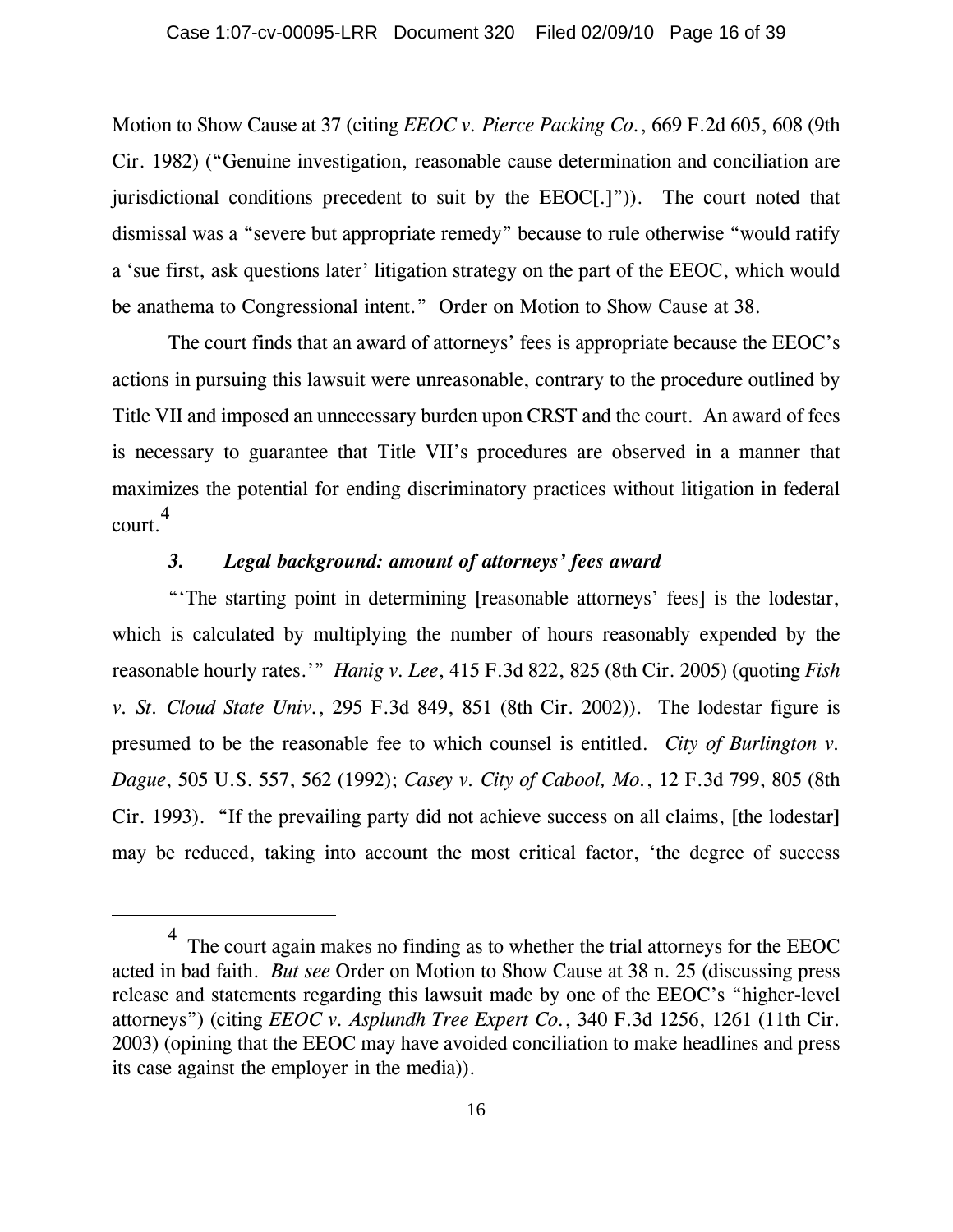Motion to Show Cause at 37 (citing *EEOC v. Pierce Packing Co.*, 669 F.2d 605, 608 (9th Cir. 1982) ("Genuine investigation, reasonable cause determination and conciliation are jurisdictional conditions precedent to suit by the EEOC[.]")). The court noted that dismissal was a "severe but appropriate remedy" because to rule otherwise "would ratify a 'sue first, ask questions later' litigation strategy on the part of the EEOC, which would be anathema to Congressional intent." Order on Motion to Show Cause at 38.

The court finds that an award of attorneys' fees is appropriate because the EEOC's actions in pursuing this lawsuit were unreasonable, contrary to the procedure outlined by Title VII and imposed an unnecessary burden upon CRST and the court. An award of fees is necessary to guarantee that Title VII's procedures are observed in a manner that maximizes the potential for ending discriminatory practices without litigation in federal court.[4]

### *3. Legal background: amount of attorneys' fees award*

"'The starting point in determining [reasonable attorneys' fees] is the lodestar, which is calculated by multiplying the number of hours reasonably expended by the reasonable hourly rates.'" *Hanig v. Lee*, 415 F.3d 822, 825 (8th Cir. 2005) (quoting *Fish v. St. Cloud State Univ.*, 295 F.3d 849, 851 (8th Cir. 2002)). The lodestar figure is presumed to be the reasonable fee to which counsel is entitled. *City of Burlington v. Dague*, 505 U.S. 557, 562 (1992); *Casey v. City of Cabool, Mo.*, 12 F.3d 799, 805 (8th Cir. 1993). "If the prevailing party did not achieve success on all claims, [the lodestar] may be reduced, taking into account the most critical factor, 'the degree of success

---

[4] The court again makes no finding as to whether the trial attorneys for the EEOC acted in bad faith. *But see* Order on Motion to Show Cause at 38 n. 25 (discussing press release and statements regarding this lawsuit made by one of the EEOC's "higher-level attorneys") (citing *EEOC v. Asplundh Tree Expert Co.*, 340 F.3d 1256, 1261 (11th Cir. 2003) (opining that the EEOC may have avoided conciliation to make headlines and press its case against the employer in the media)).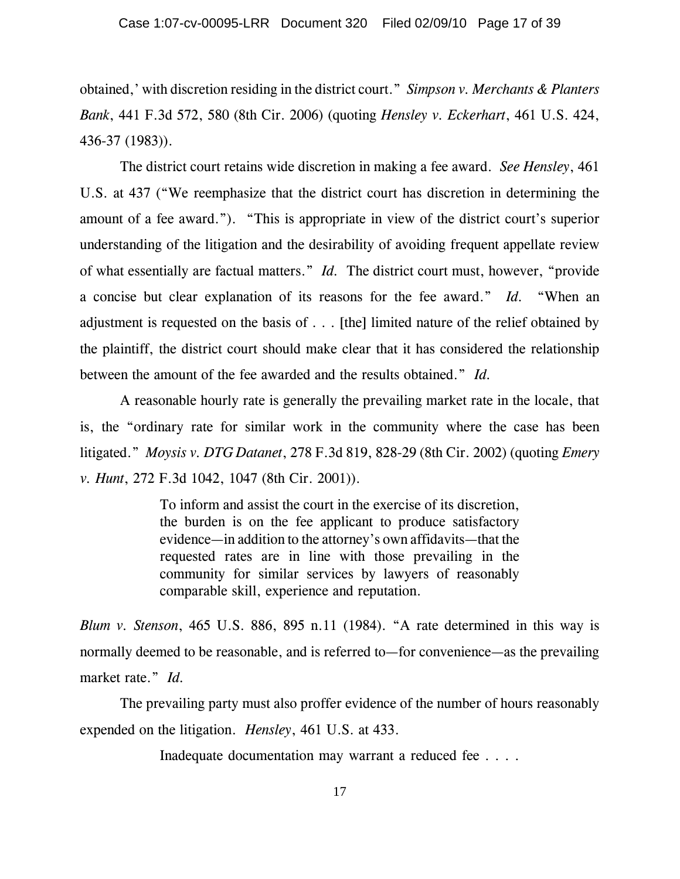obtained,' with discretion residing in the district court." *Simpson v. Merchants & Planters Bank*, 441 F.3d 572, 580 (8th Cir. 2006) (quoting *Hensley v. Eckerhart*, 461 U.S. 424, 436-37 (1983)).

The district court retains wide discretion in making a fee award. *See Hensley*, 461 U.S. at 437 ("We reemphasize that the district court has discretion in determining the amount of a fee award."). "This is appropriate in view of the district court's superior understanding of the litigation and the desirability of avoiding frequent appellate review of what essentially are factual matters." *Id.* The district court must, however, "provide a concise but clear explanation of its reasons for the fee award." *Id.* "When an adjustment is requested on the basis of . . . [the] limited nature of the relief obtained by the plaintiff, the district court should make clear that it has considered the relationship between the amount of the fee awarded and the results obtained." *Id.*

A reasonable hourly rate is generally the prevailing market rate in the locale, that is, the "ordinary rate for similar work in the community where the case has been litigated." *Moysis v. DTG Datanet*, 278 F.3d 819, 828-29 (8th Cir. 2002) (quoting *Emery v. Hunt*, 272 F.3d 1042, 1047 (8th Cir. 2001)).

> To inform and assist the court in the exercise of its discretion, the burden is on the fee applicant to produce satisfactory evidence—in addition to the attorney's own affidavits—that the requested rates are in line with those prevailing in the community for similar services by lawyers of reasonably comparable skill, experience and reputation.

*Blum v. Stenson*, 465 U.S. 886, 895 n.11 (1984). "A rate determined in this way is normally deemed to be reasonable, and is referred to—for convenience—as the prevailing market rate." *Id.*

The prevailing party must also proffer evidence of the number of hours reasonably expended on the litigation. *Hensley*, 461 U.S. at 433.

> Inadequate documentation may warrant a reduced fee . . . .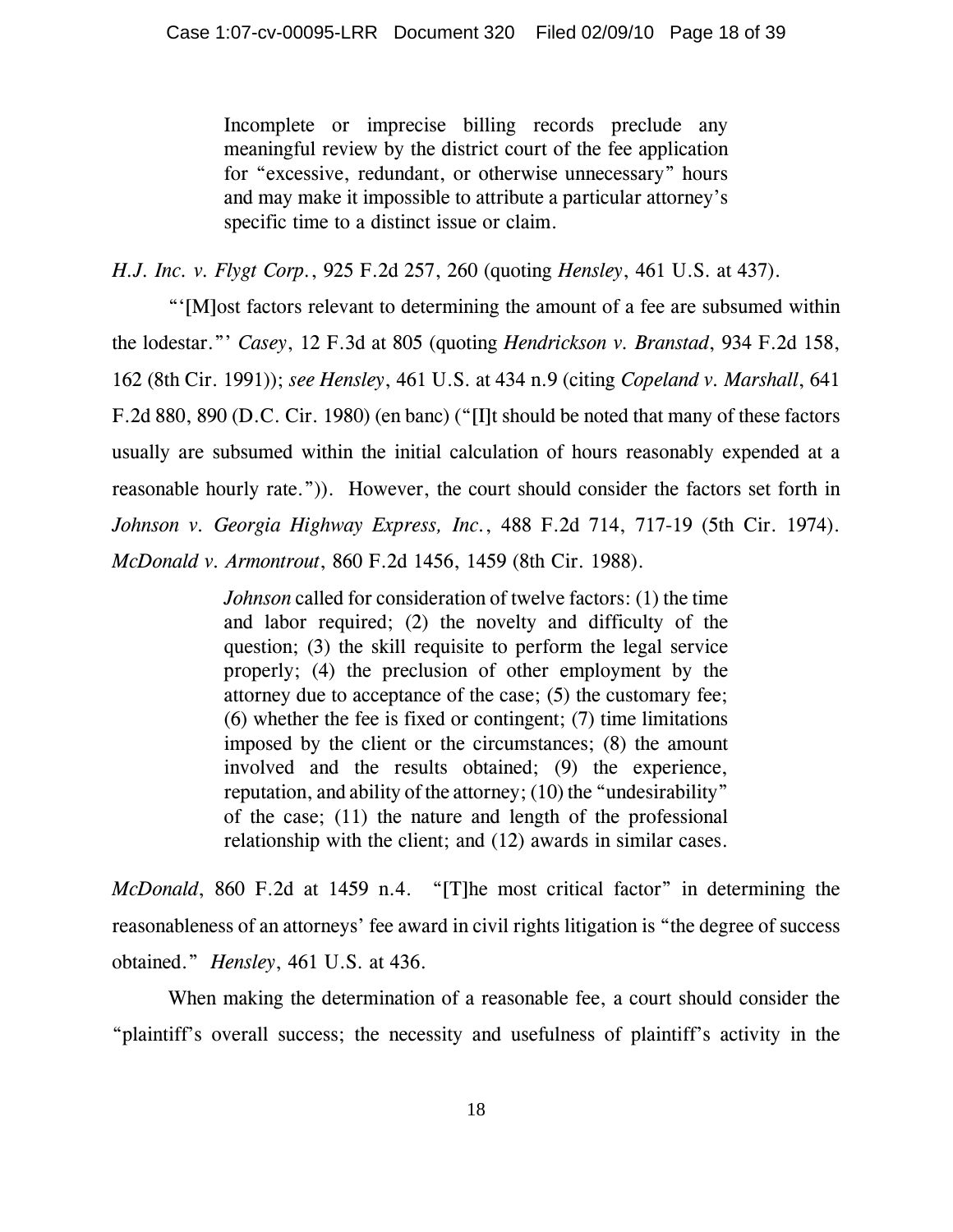> Incomplete or imprecise billing records preclude any meaningful review by the district court of the fee application for "excessive, redundant, or otherwise unnecessary" hours and may make it impossible to attribute a particular attorney's specific time to a distinct issue or claim.

*H.J. Inc. v. Flygt Corp.*, 925 F.2d 257, 260 (quoting *Hensley*, 461 U.S. at 437).

"'[M]ost factors relevant to determining the amount of a fee are subsumed within the lodestar."' *Casey*, 12 F.3d at 805 (quoting *Hendrickson v. Branstad*, 934 F.2d 158, 162 (8th Cir. 1991)); *see Hensley*, 461 U.S. at 434 n.9 (citing *Copeland v. Marshall*, 641 F.2d 880, 890 (D.C. Cir. 1980) (en banc) ("[I]t should be noted that many of these factors usually are subsumed within the initial calculation of hours reasonably expended at a reasonable hourly rate.")). However, the court should consider the factors set forth in *Johnson v. Georgia Highway Express, Inc.*, 488 F.2d 714, 717-19 (5th Cir. 1974). *McDonald v. Armontrout*, 860 F.2d 1456, 1459 (8th Cir. 1988).

> *Johnson* called for consideration of twelve factors: (1) the time and labor required; (2) the novelty and difficulty of the question; (3) the skill requisite to perform the legal service properly; (4) the preclusion of other employment by the attorney due to acceptance of the case; (5) the customary fee; (6) whether the fee is fixed or contingent; (7) time limitations imposed by the client or the circumstances; (8) the amount involved and the results obtained; (9) the experience, reputation, and ability of the attorney; (10) the "undesirability" of the case; (11) the nature and length of the professional relationship with the client; and (12) awards in similar cases.

*McDonald*, 860 F.2d at 1459 n.4. "[T]he most critical factor" in determining the reasonableness of an attorneys' fee award in civil rights litigation is "the degree of success obtained." *Hensley*, 461 U.S. at 436.

When making the determination of a reasonable fee, a court should consider the "plaintiff's overall success; the necessity and usefulness of plaintiff's activity in the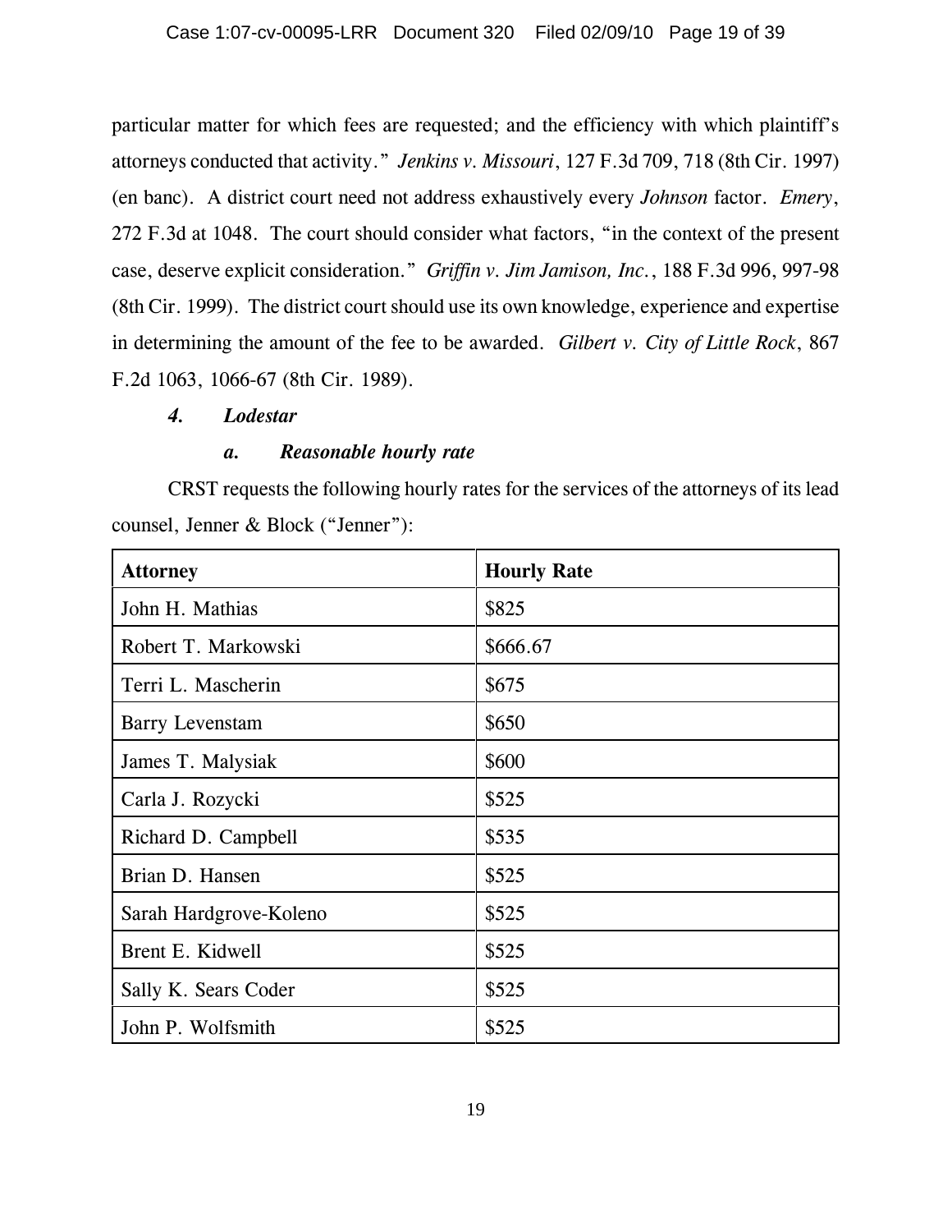particular matter for which fees are requested; and the efficiency with which plaintiff's attorneys conducted that activity." *Jenkins v. Missouri*, 127 F.3d 709, 718 (8th Cir. 1997) (en banc). A district court need not address exhaustively every *Johnson* factor. *Emery*, 272 F.3d at 1048. The court should consider what factors, "in the context of the present case, deserve explicit consideration." *Griffin v. Jim Jamison, Inc.*, 188 F.3d 996, 997-98 (8th Cir. 1999). The district court should use its own knowledge, experience and expertise in determining the amount of the fee to be awarded. *Gilbert v. City of Little Rock*, 867 F.2d 1063, 1066-67 (8th Cir. 1989).

#### *4. Lodestar*

##### *a. Reasonable hourly rate*

CRST requests the following hourly rates for the services of the attorneys of its lead counsel, Jenner & Block ("Jenner"):

| Attorney | Hourly Rate |
|---|---|
| John H. Mathias | $825 |
| Robert T. Markowski | $666.67 |
| Terri L. Mascherin | $675 |
| Barry Levenstam | $650 |
| James T. Malysiak | $600 |
| Carla J. Rozycki | $525 |
| Richard D. Campbell | $535 |
| Brian D. Hansen | $525 |
| Sarah Hardgrove-Koleno | $525 |
| Brent E. Kidwell | $525 |
| Sally K. Sears Coder | $525 |
| John P. Wolfsmith | $525 |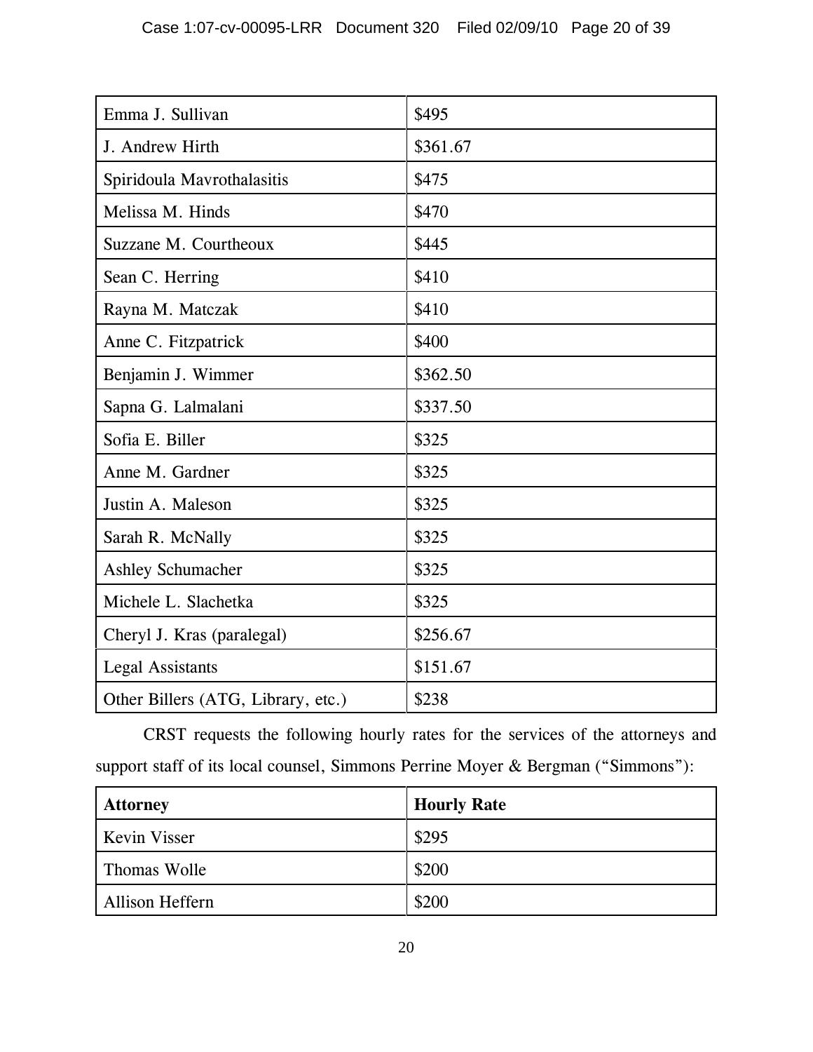| | |
|---|---|
| Emma J. Sullivan | $495 |
| J. Andrew Hirth | $361.67 |
| Spiridoula Mavrothalasitis | $475 |
| Melissa M. Hinds | $470 |
| Suzzane M. Courtheoux | $445 |
| Sean C. Herring | $410 |
| Rayna M. Matczak | $410 |
| Anne C. Fitzpatrick | $400 |
| Benjamin J. Wimmer | $362.50 |
| Sapna G. Lalmalani | $337.50 |
| Sofia E. Biller | $325 |
| Anne M. Gardner | $325 |
| Justin A. Maleson | $325 |
| Sarah R. McNally | $325 |
| Ashley Schumacher | $325 |
| Michele L. Slachetka | $325 |
| Cheryl J. Kras (paralegal) | $256.67 |
| Legal Assistants | $151.67 |
| Other Billers (ATG, Library, etc.) | $238 |

CRST requests the following hourly rates for the services of the attorneys and support staff of its local counsel, Simmons Perrine Moyer & Bergman ("Simmons"):

| **Attorney** | **Hourly Rate** |
|---|---|
| Kevin Visser | $295 |
| Thomas Wolle | $200 |
| Allison Heffern | $200 |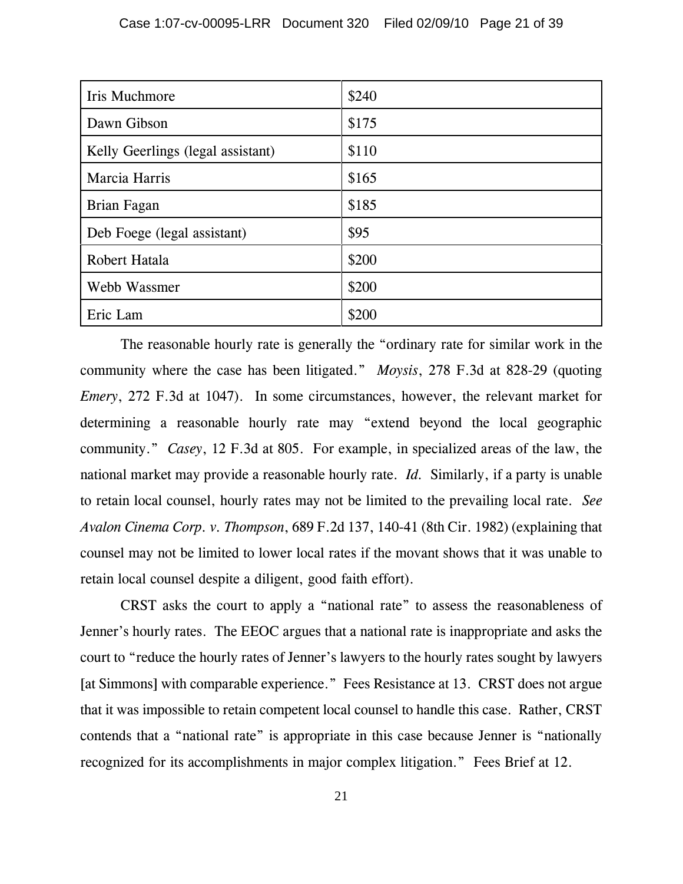| | |
|---|---|
| Iris Muchmore | $240 |
| Dawn Gibson | $175 |
| Kelly Geerlings (legal assistant) | $110 |
| Marcia Harris | $165 |
| Brian Fagan | $185 |
| Deb Foege (legal assistant) | $95 |
| Robert Hatala | $200 |
| Webb Wassmer | $200 |
| Eric Lam | $200 |

The reasonable hourly rate is generally the "ordinary rate for similar work in the community where the case has been litigated." *Moysis*, 278 F.3d at 828-29 (quoting *Emery*, 272 F.3d at 1047). In some circumstances, however, the relevant market for determining a reasonable hourly rate may "extend beyond the local geographic community." *Casey*, 12 F.3d at 805. For example, in specialized areas of the law, the national market may provide a reasonable hourly rate. *Id.* Similarly, if a party is unable to retain local counsel, hourly rates may not be limited to the prevailing local rate. *See Avalon Cinema Corp. v. Thompson*, 689 F.2d 137, 140-41 (8th Cir. 1982) (explaining that counsel may not be limited to lower local rates if the movant shows that it was unable to retain local counsel despite a diligent, good faith effort).

CRST asks the court to apply a "national rate" to assess the reasonableness of Jenner's hourly rates. The EEOC argues that a national rate is inappropriate and asks the court to "reduce the hourly rates of Jenner's lawyers to the hourly rates sought by lawyers [at Simmons] with comparable experience." Fees Resistance at 13. CRST does not argue that it was impossible to retain competent local counsel to handle this case. Rather, CRST contends that a "national rate" is appropriate in this case because Jenner is "nationally recognized for its accomplishments in major complex litigation." Fees Brief at 12.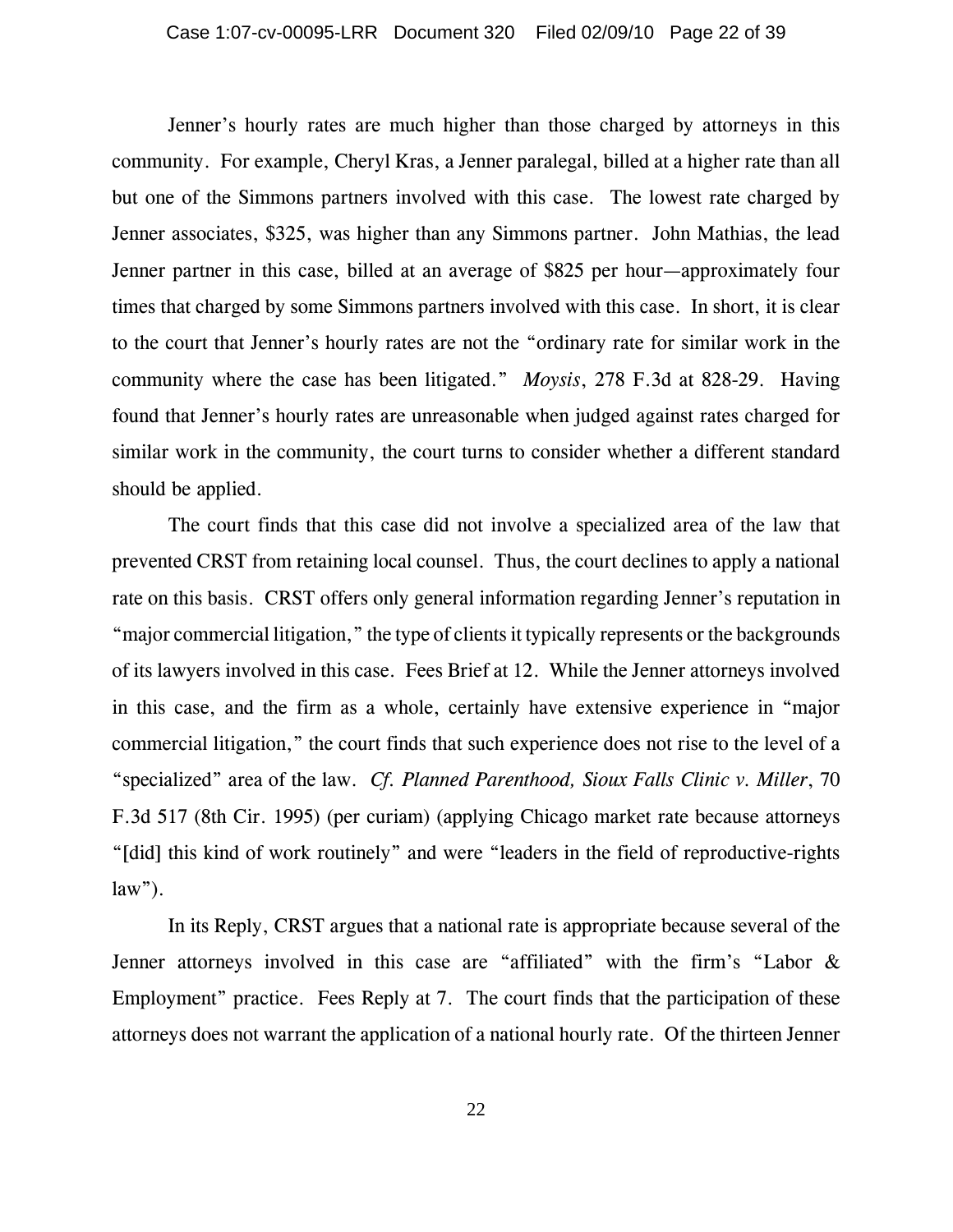Jenner's hourly rates are much higher than those charged by attorneys in this community. For example, Cheryl Kras, a Jenner paralegal, billed at a higher rate than all but one of the Simmons partners involved with this case. The lowest rate charged by Jenner associates, $325, was higher than any Simmons partner. John Mathias, the lead Jenner partner in this case, billed at an average of $825 per hour—approximately four times that charged by some Simmons partners involved with this case. In short, it is clear to the court that Jenner's hourly rates are not the "ordinary rate for similar work in the community where the case has been litigated." *Moysis*, 278 F.3d at 828-29. Having found that Jenner's hourly rates are unreasonable when judged against rates charged for similar work in the community, the court turns to consider whether a different standard should be applied.

The court finds that this case did not involve a specialized area of the law that prevented CRST from retaining local counsel. Thus, the court declines to apply a national rate on this basis. CRST offers only general information regarding Jenner's reputation in "major commercial litigation," the type of clients it typically represents or the backgrounds of its lawyers involved in this case. Fees Brief at 12. While the Jenner attorneys involved in this case, and the firm as a whole, certainly have extensive experience in "major commercial litigation," the court finds that such experience does not rise to the level of a "specialized" area of the law. *Cf. Planned Parenthood, Sioux Falls Clinic v. Miller*, 70 F.3d 517 (8th Cir. 1995) (per curiam) (applying Chicago market rate because attorneys "[did] this kind of work routinely" and were "leaders in the field of reproductive-rights law").

In its Reply, CRST argues that a national rate is appropriate because several of the Jenner attorneys involved in this case are "affiliated" with the firm's "Labor & Employment" practice. Fees Reply at 7. The court finds that the participation of these attorneys does not warrant the application of a national hourly rate. Of the thirteen Jenner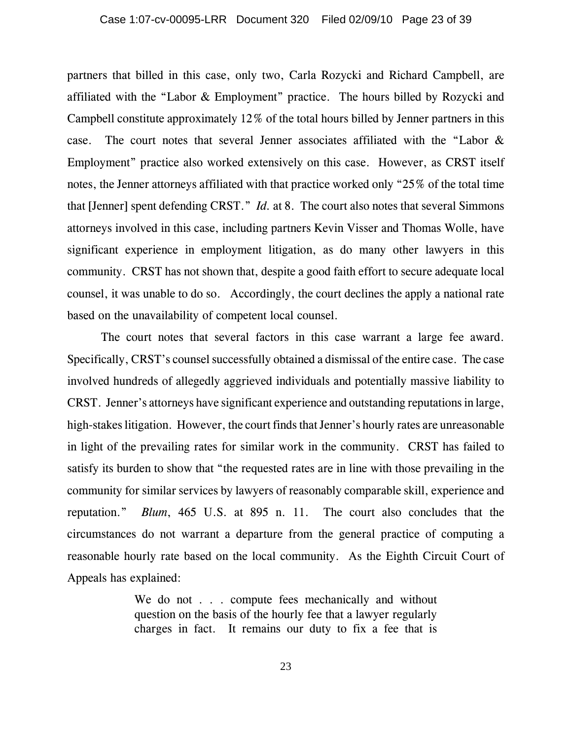partners that billed in this case, only two, Carla Rozycki and Richard Campbell, are affiliated with the "Labor & Employment" practice. The hours billed by Rozycki and Campbell constitute approximately 12% of the total hours billed by Jenner partners in this case. The court notes that several Jenner associates affiliated with the "Labor & Employment" practice also worked extensively on this case. However, as CRST itself notes, the Jenner attorneys affiliated with that practice worked only "25% of the total time that [Jenner] spent defending CRST." *Id.* at 8. The court also notes that several Simmons attorneys involved in this case, including partners Kevin Visser and Thomas Wolle, have significant experience in employment litigation, as do many other lawyers in this community. CRST has not shown that, despite a good faith effort to secure adequate local counsel, it was unable to do so. Accordingly, the court declines the apply a national rate based on the unavailability of competent local counsel.

The court notes that several factors in this case warrant a large fee award. Specifically, CRST's counsel successfully obtained a dismissal of the entire case. The case involved hundreds of allegedly aggrieved individuals and potentially massive liability to CRST. Jenner's attorneys have significant experience and outstanding reputations in large, high-stakes litigation. However, the court finds that Jenner's hourly rates are unreasonable in light of the prevailing rates for similar work in the community. CRST has failed to satisfy its burden to show that "the requested rates are in line with those prevailing in the community for similar services by lawyers of reasonably comparable skill, experience and reputation." *Blum*, 465 U.S. at 895 n. 11. The court also concludes that the circumstances do not warrant a departure from the general practice of computing a reasonable hourly rate based on the local community. As the Eighth Circuit Court of Appeals has explained:

> We do not . . . compute fees mechanically and without question on the basis of the hourly fee that a lawyer regularly charges in fact. It remains our duty to fix a fee that is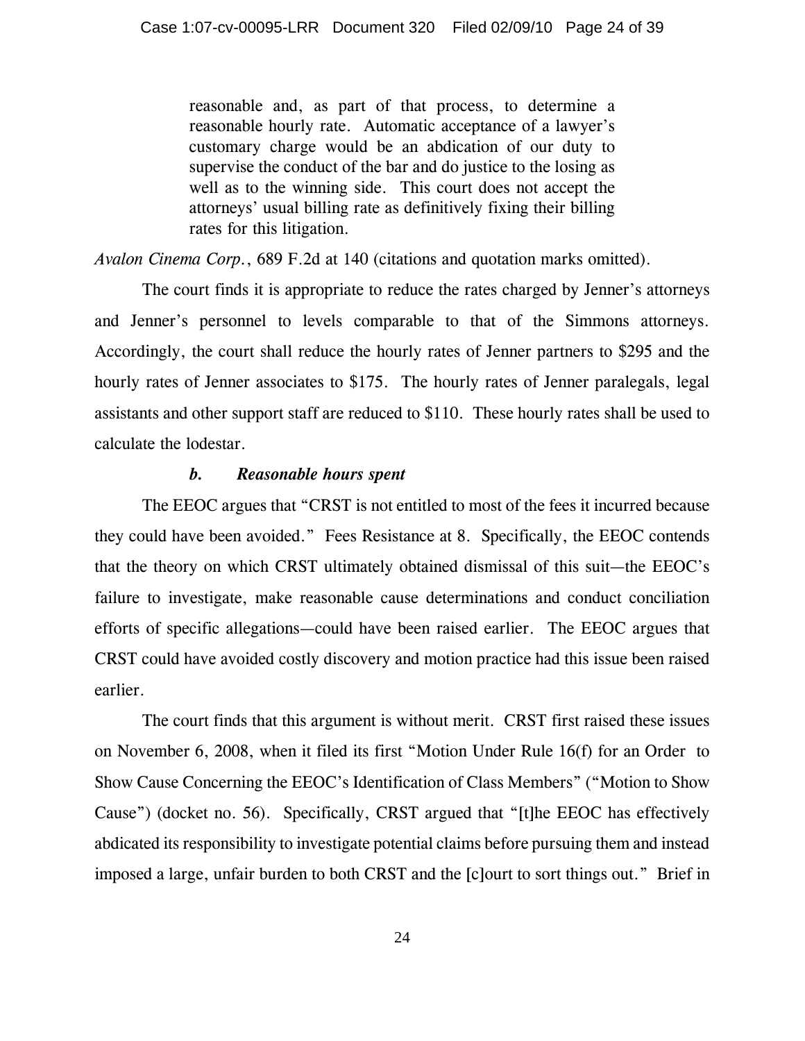> reasonable and, as part of that process, to determine a reasonable hourly rate. Automatic acceptance of a lawyer's customary charge would be an abdication of our duty to supervise the conduct of the bar and do justice to the losing as well as to the winning side. This court does not accept the attorneys' usual billing rate as definitively fixing their billing rates for this litigation.

*Avalon Cinema Corp.*, 689 F.2d at 140 (citations and quotation marks omitted).

The court finds it is appropriate to reduce the rates charged by Jenner's attorneys and Jenner's personnel to levels comparable to that of the Simmons attorneys. Accordingly, the court shall reduce the hourly rates of Jenner partners to $295 and the hourly rates of Jenner associates to $175. The hourly rates of Jenner paralegals, legal assistants and other support staff are reduced to $110. These hourly rates shall be used to calculate the lodestar.

***b. Reasonable hours spent***

The EEOC argues that "CRST is not entitled to most of the fees it incurred because they could have been avoided." Fees Resistance at 8. Specifically, the EEOC contends that the theory on which CRST ultimately obtained dismissal of this suit—the EEOC's failure to investigate, make reasonable cause determinations and conduct conciliation efforts of specific allegations—could have been raised earlier. The EEOC argues that CRST could have avoided costly discovery and motion practice had this issue been raised earlier.

The court finds that this argument is without merit. CRST first raised these issues on November 6, 2008, when it filed its first "Motion Under Rule 16(f) for an Order to Show Cause Concerning the EEOC's Identification of Class Members" ("Motion to Show Cause") (docket no. 56). Specifically, CRST argued that "[t]he EEOC has effectively abdicated its responsibility to investigate potential claims before pursuing them and instead imposed a large, unfair burden to both CRST and the [c]ourt to sort things out." Brief in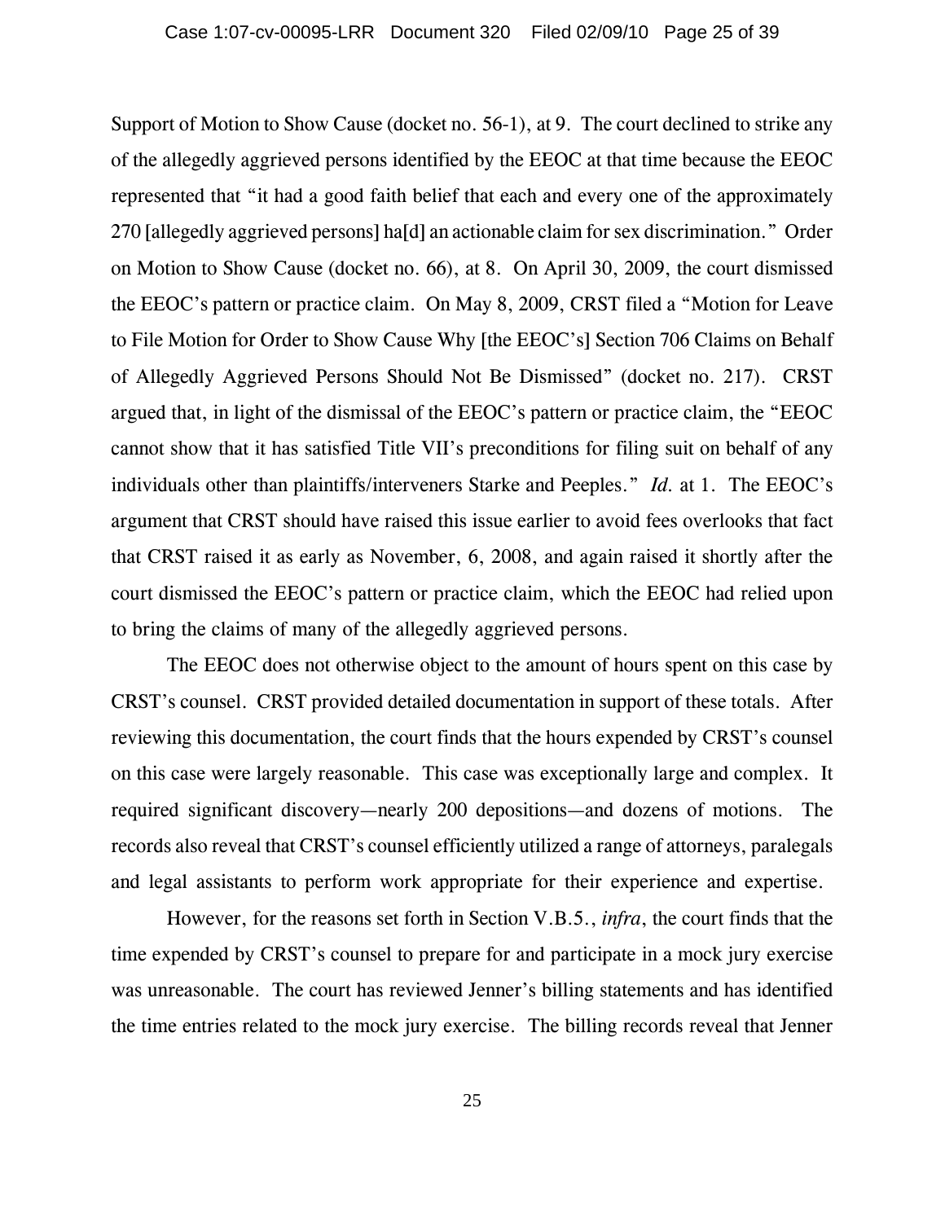Support of Motion to Show Cause (docket no. 56-1), at 9. The court declined to strike any of the allegedly aggrieved persons identified by the EEOC at that time because the EEOC represented that "it had a good faith belief that each and every one of the approximately 270 [allegedly aggrieved persons] ha[d] an actionable claim for sex discrimination." Order on Motion to Show Cause (docket no. 66), at 8. On April 30, 2009, the court dismissed the EEOC's pattern or practice claim. On May 8, 2009, CRST filed a "Motion for Leave to File Motion for Order to Show Cause Why [the EEOC's] Section 706 Claims on Behalf of Allegedly Aggrieved Persons Should Not Be Dismissed" (docket no. 217). CRST argued that, in light of the dismissal of the EEOC's pattern or practice claim, the "EEOC cannot show that it has satisfied Title VII's preconditions for filing suit on behalf of any individuals other than plaintiffs/interveners Starke and Peeples." *Id.* at 1. The EEOC's argument that CRST should have raised this issue earlier to avoid fees overlooks that fact that CRST raised it as early as November, 6, 2008, and again raised it shortly after the court dismissed the EEOC's pattern or practice claim, which the EEOC had relied upon to bring the claims of many of the allegedly aggrieved persons.

The EEOC does not otherwise object to the amount of hours spent on this case by CRST's counsel. CRST provided detailed documentation in support of these totals. After reviewing this documentation, the court finds that the hours expended by CRST's counsel on this case were largely reasonable. This case was exceptionally large and complex. It required significant discovery—nearly 200 depositions—and dozens of motions. The records also reveal that CRST's counsel efficiently utilized a range of attorneys, paralegals and legal assistants to perform work appropriate for their experience and expertise.

However, for the reasons set forth in Section V.B.5., *infra*, the court finds that the time expended by CRST's counsel to prepare for and participate in a mock jury exercise was unreasonable. The court has reviewed Jenner's billing statements and has identified the time entries related to the mock jury exercise. The billing records reveal that Jenner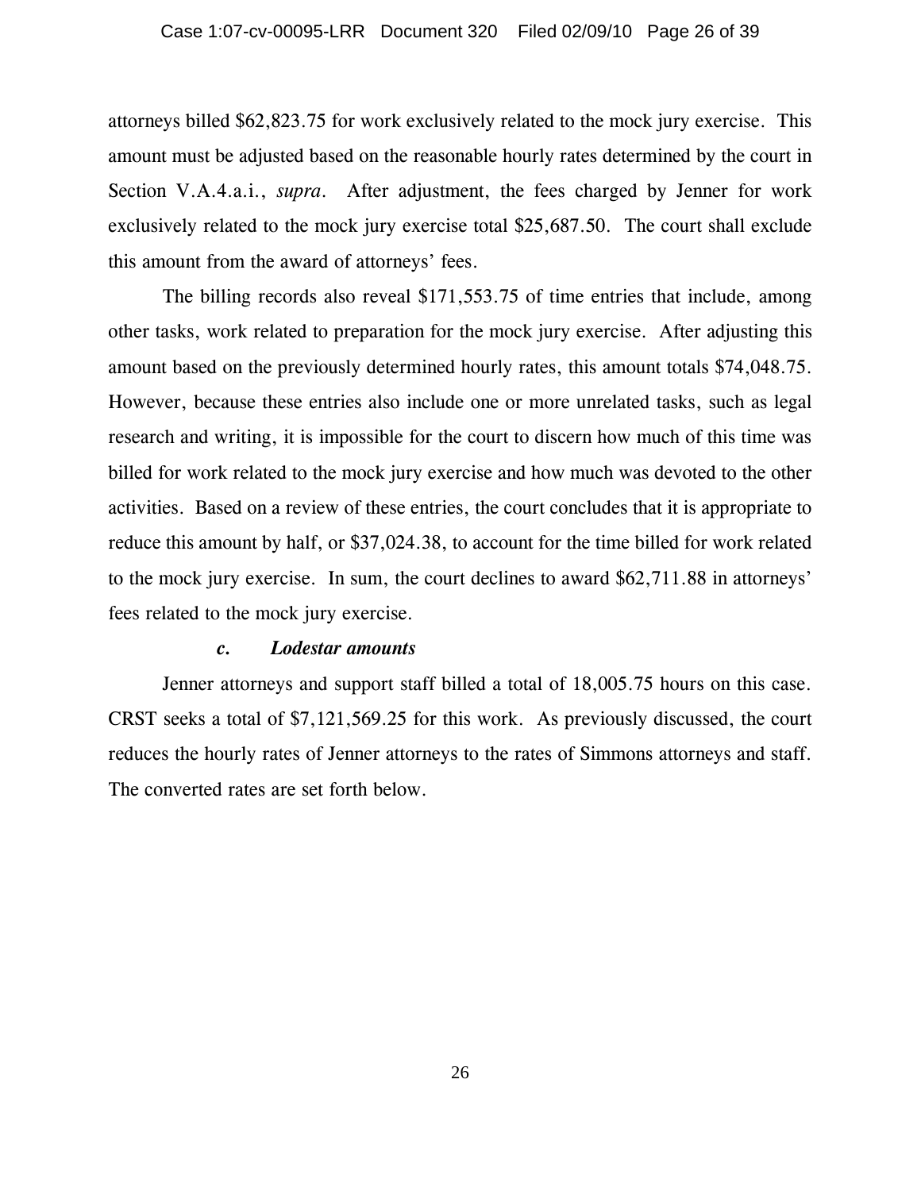attorneys billed $62,823.75 for work exclusively related to the mock jury exercise. This amount must be adjusted based on the reasonable hourly rates determined by the court in Section V.A.4.a.i., *supra*. After adjustment, the fees charged by Jenner for work exclusively related to the mock jury exercise total $25,687.50. The court shall exclude this amount from the award of attorneys' fees.

The billing records also reveal $171,553.75 of time entries that include, among other tasks, work related to preparation for the mock jury exercise. After adjusting this amount based on the previously determined hourly rates, this amount totals $74,048.75. However, because these entries also include one or more unrelated tasks, such as legal research and writing, it is impossible for the court to discern how much of this time was billed for work related to the mock jury exercise and how much was devoted to the other activities. Based on a review of these entries, the court concludes that it is appropriate to reduce this amount by half, or $37,024.38, to account for the time billed for work related to the mock jury exercise. In sum, the court declines to award $62,711.88 in attorneys' fees related to the mock jury exercise.

***c. Lodestar amounts***

Jenner attorneys and support staff billed a total of 18,005.75 hours on this case. CRST seeks a total of $7,121,569.25 for this work. As previously discussed, the court reduces the hourly rates of Jenner attorneys to the rates of Simmons attorneys and staff. The converted rates are set forth below.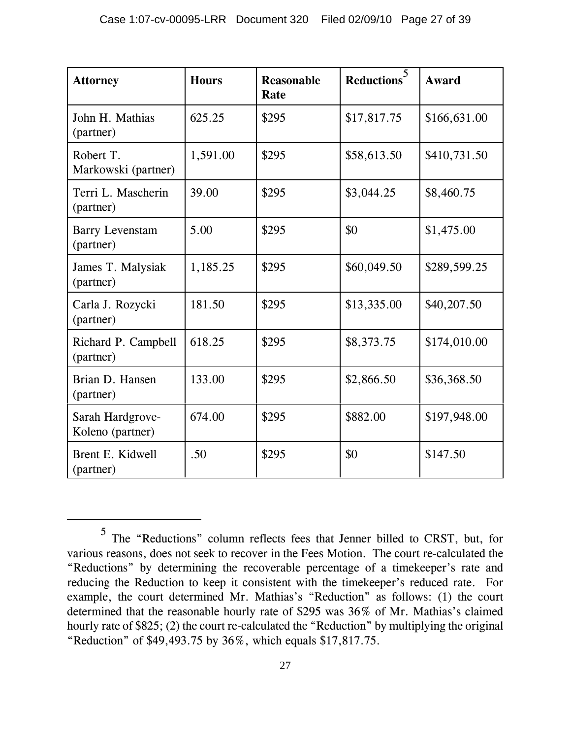| Attorney | Hours | Reasonable Rate | Reductions[5] | Award |
|---|---|---|---|---|
| John H. Mathias (partner) | 625.25 | $295 | $17,817.75 | $166,631.00 |
| Robert T. Markowski (partner) | 1,591.00 | $295 | $58,613.50 | $410,731.50 |
| Terri L. Mascherin (partner) | 39.00 | $295 | $3,044.25 | $8,460.75 |
| Barry Levenstam (partner) | 5.00 | $295 | $0 | $1,475.00 |
| James T. Malysiak (partner) | 1,185.25 | $295 | $60,049.50 | $289,599.25 |
| Carla J. Rozycki (partner) | 181.50 | $295 | $13,335.00 | $40,207.50 |
| Richard P. Campbell (partner) | 618.25 | $295 | $8,373.75 | $174,010.00 |
| Brian D. Hansen (partner) | 133.00 | $295 | $2,866.50 | $36,368.50 |
| Sarah Hardgrove-Koleno (partner) | 674.00 | $295 | $882.00 | $197,948.00 |
| Brent E. Kidwell (partner) | .50 | $295 | $0 | $147.50 |

[5] The "Reductions" column reflects fees that Jenner billed to CRST, but, for various reasons, does not seek to recover in the Fees Motion. The court re-calculated the "Reductions" by determining the recoverable percentage of a timekeeper's rate and reducing the Reduction to keep it consistent with the timekeeper's reduced rate. For example, the court determined Mr. Mathias's "Reduction" as follows: (1) the court determined that the reasonable hourly rate of $295 was 36% of Mr. Mathias's claimed hourly rate of $825; (2) the court re-calculated the "Reduction" by multiplying the original "Reduction" of $49,493.75 by 36%, which equals $17,817.75.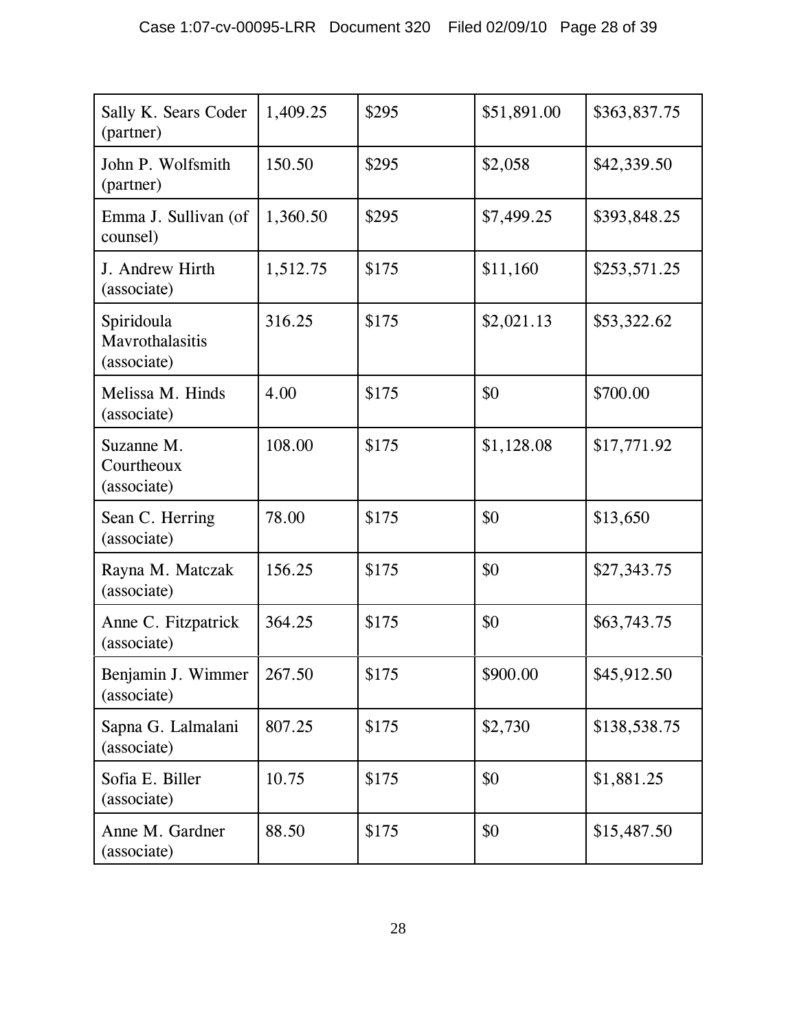| Sally K. Sears Coder (partner) | 1,409.25 | $295 | $51,891.00 | $363,837.75 |
| --- | --- | --- | --- | --- |
| John P. Wolfsmith (partner) | 150.50 | $295 | $2,058 | $42,339.50 |
| Emma J. Sullivan (of counsel) | 1,360.50 | $295 | $7,499.25 | $393,848.25 |
| J. Andrew Hirth (associate) | 1,512.75 | $175 | $11,160 | $253,571.25 |
| Spiridoula Mavrothalasitis (associate) | 316.25 | $175 | $2,021.13 | $53,322.62 |
| Melissa M. Hinds (associate) | 4.00 | $175 | $0 | $700.00 |
| Suzanne M. Courtheoux (associate) | 108.00 | $175 | $1,128.08 | $17,771.92 |
| Sean C. Herring (associate) | 78.00 | $175 | $0 | $13,650 |
| Rayna M. Matczak (associate) | 156.25 | $175 | $0 | $27,343.75 |
| Anne C. Fitzpatrick (associate) | 364.25 | $175 | $0 | $63,743.75 |
| Benjamin J. Wimmer (associate) | 267.50 | $175 | $900.00 | $45,912.50 |
| Sapna G. Lalmalani (associate) | 807.25 | $175 | $2,730 | $138,538.75 |
| Sofia E. Biller (associate) | 10.75 | $175 | $0 | $1,881.25 |
| Anne M. Gardner (associate) | 88.50 | $175 | $0 | $15,487.50 |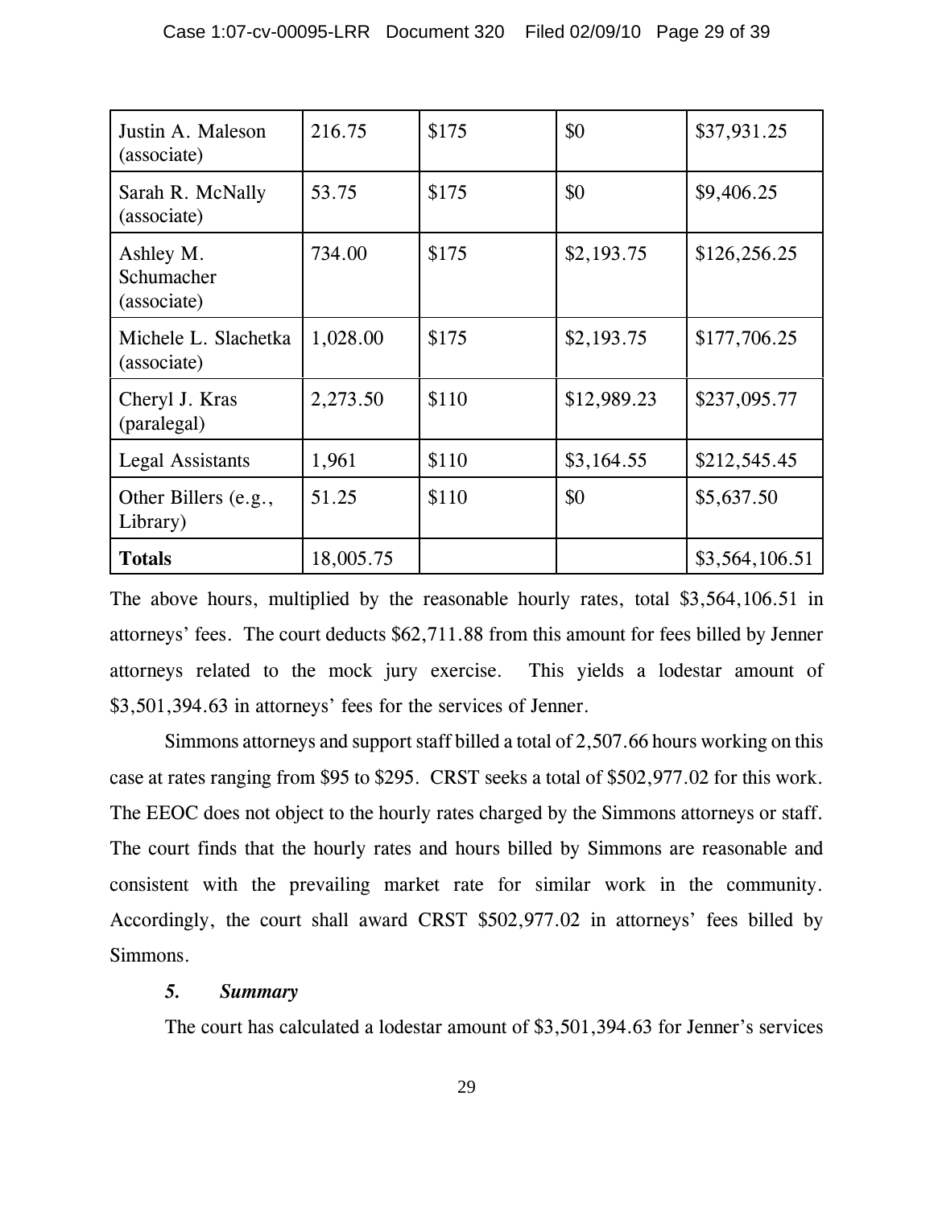| Justin A. Maleson (associate) | 216.75 | \$175 | \$0 | \$37,931.25 |
|---|---|---|---|---|
| Sarah R. McNally (associate) | 53.75 | \$175 | \$0 | \$9,406.25 |
| Ashley M. Schumacher (associate) | 734.00 | \$175 | \$2,193.75 | \$126,256.25 |
| Michele L. Slachetka (associate) | 1,028.00 | \$175 | \$2,193.75 | \$177,706.25 |
| Cheryl J. Kras (paralegal) | 2,273.50 | \$110 | \$12,989.23 | \$237,095.77 |
| Legal Assistants | 1,961 | \$110 | \$3,164.55 | \$212,545.45 |
| Other Billers (e.g., Library) | 51.25 | \$110 | \$0 | \$5,637.50 |
| **Totals** | 18,005.75 | | | \$3,564,106.51 |

The above hours, multiplied by the reasonable hourly rates, total \$3,564,106.51 in attorneys' fees. The court deducts \$62,711.88 from this amount for fees billed by Jenner attorneys related to the mock jury exercise. This yields a lodestar amount of \$3,501,394.63 in attorneys' fees for the services of Jenner.

Simmons attorneys and support staff billed a total of 2,507.66 hours working on this case at rates ranging from \$95 to \$295. CRST seeks a total of \$502,977.02 for this work. The EEOC does not object to the hourly rates charged by the Simmons attorneys or staff. The court finds that the hourly rates and hours billed by Simmons are reasonable and consistent with the prevailing market rate for similar work in the community. Accordingly, the court shall award CRST \$502,977.02 in attorneys' fees billed by Simmons.

***5. Summary***

The court has calculated a lodestar amount of \$3,501,394.63 for Jenner's services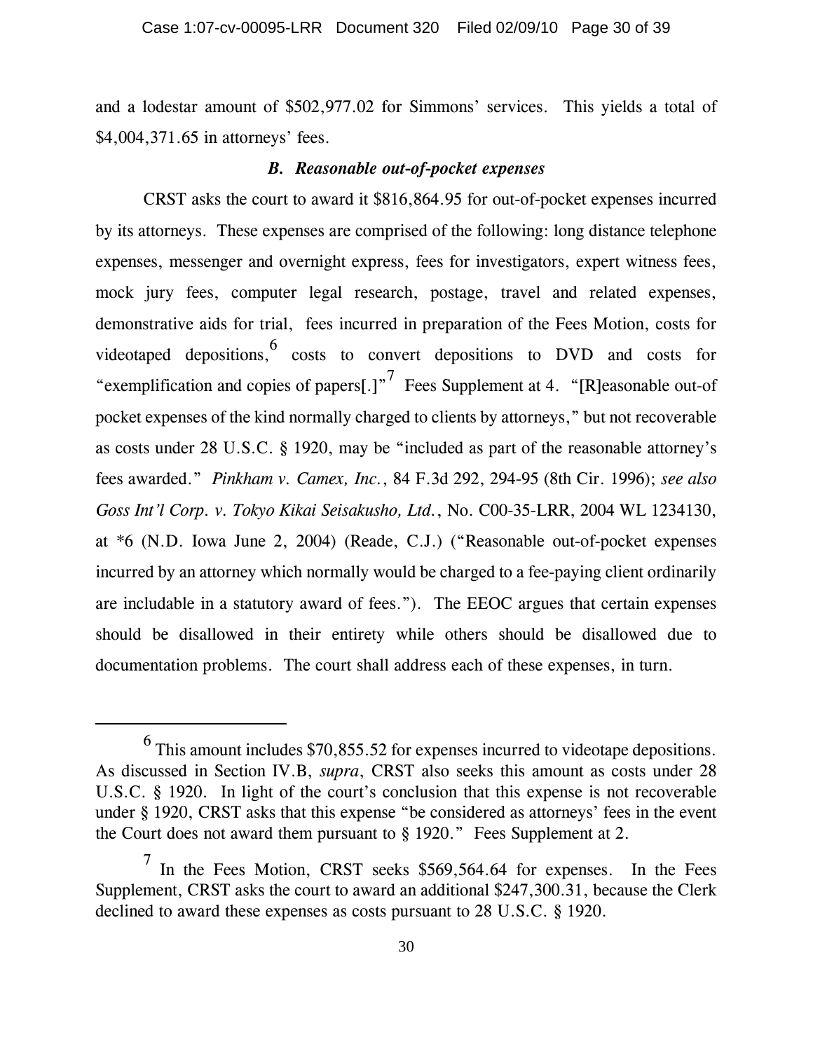and a lodestar amount of $502,977.02 for Simmons' services. This yields a total of $4,004,371.65 in attorneys' fees.

### *B. Reasonable out-of-pocket expenses*

CRST asks the court to award it $816,864.95 for out-of-pocket expenses incurred by its attorneys. These expenses are comprised of the following: long distance telephone expenses, messenger and overnight express, fees for investigators, expert witness fees, mock jury fees, computer legal research, postage, travel and related expenses, demonstrative aids for trial, fees incurred in preparation of the Fees Motion, costs for videotaped depositions,[6] costs to convert depositions to DVD and costs for "exemplification and copies of papers[.]"[7] Fees Supplement at 4. "[R]easonable out-of pocket expenses of the kind normally charged to clients by attorneys," but not recoverable as costs under 28 U.S.C. § 1920, may be "included as part of the reasonable attorney's fees awarded." *Pinkham v. Camex, Inc.*, 84 F.3d 292, 294-95 (8th Cir. 1996); *see also Goss Int'l Corp. v. Tokyo Kikai Seisakusho, Ltd.*, No. C00-35-LRR, 2004 WL 1234130, at *6 (N.D. Iowa June 2, 2004) (Reade, C.J.) ("Reasonable out-of-pocket expenses incurred by an attorney which normally would be charged to a fee-paying client ordinarily are includable in a statutory award of fees."). The EEOC argues that certain expenses should be disallowed in their entirety while others should be disallowed due to documentation problems. The court shall address each of these expenses, in turn.

---

[6] This amount includes $70,855.52 for expenses incurred to videotape depositions. As discussed in Section IV.B, *supra*, CRST also seeks this amount as costs under 28 U.S.C. § 1920. In light of the court's conclusion that this expense is not recoverable under § 1920, CRST asks that this expense "be considered as attorneys' fees in the event the Court does not award them pursuant to § 1920." Fees Supplement at 2.

[7] In the Fees Motion, CRST seeks $569,564.64 for expenses. In the Fees Supplement, CRST asks the court to award an additional $247,300.31, because the Clerk declined to award these expenses as costs pursuant to 28 U.S.C. § 1920.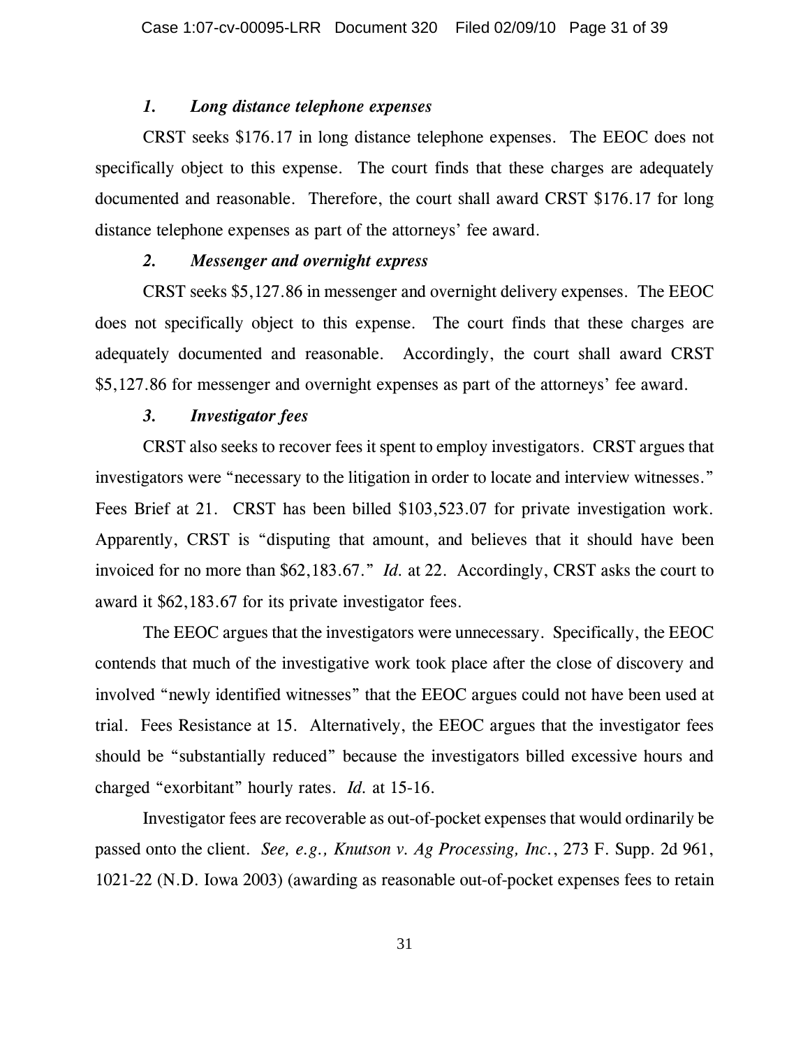### *1. Long distance telephone expenses*

CRST seeks $176.17 in long distance telephone expenses. The EEOC does not specifically object to this expense. The court finds that these charges are adequately documented and reasonable. Therefore, the court shall award CRST $176.17 for long distance telephone expenses as part of the attorneys' fee award.

### *2. Messenger and overnight express*

CRST seeks $5,127.86 in messenger and overnight delivery expenses. The EEOC does not specifically object to this expense. The court finds that these charges are adequately documented and reasonable. Accordingly, the court shall award CRST $5,127.86 for messenger and overnight expenses as part of the attorneys' fee award.

### *3. Investigator fees*

CRST also seeks to recover fees it spent to employ investigators. CRST argues that investigators were "necessary to the litigation in order to locate and interview witnesses." Fees Brief at 21. CRST has been billed $103,523.07 for private investigation work. Apparently, CRST is "disputing that amount, and believes that it should have been invoiced for no more than $62,183.67." *Id.* at 22. Accordingly, CRST asks the court to award it $62,183.67 for its private investigator fees.

The EEOC argues that the investigators were unnecessary. Specifically, the EEOC contends that much of the investigative work took place after the close of discovery and involved "newly identified witnesses" that the EEOC argues could not have been used at trial. Fees Resistance at 15. Alternatively, the EEOC argues that the investigator fees should be "substantially reduced" because the investigators billed excessive hours and charged "exorbitant" hourly rates. *Id.* at 15-16.

Investigator fees are recoverable as out-of-pocket expenses that would ordinarily be passed onto the client. *See, e.g., Knutson v. Ag Processing, Inc.*, 273 F. Supp. 2d 961, 1021-22 (N.D. Iowa 2003) (awarding as reasonable out-of-pocket expenses fees to retain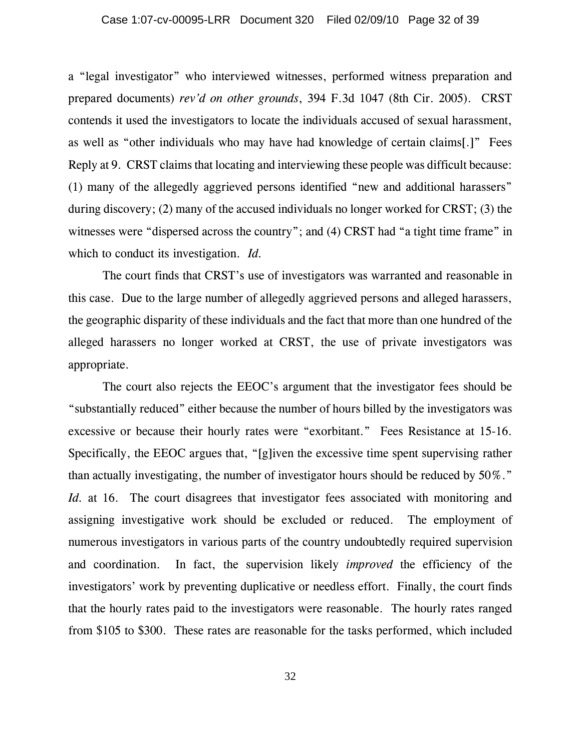a "legal investigator" who interviewed witnesses, performed witness preparation and prepared documents) *rev'd on other grounds*, 394 F.3d 1047 (8th Cir. 2005). CRST contends it used the investigators to locate the individuals accused of sexual harassment, as well as "other individuals who may have had knowledge of certain claims[.]" Fees Reply at 9. CRST claims that locating and interviewing these people was difficult because: (1) many of the allegedly aggrieved persons identified "new and additional harassers" during discovery; (2) many of the accused individuals no longer worked for CRST; (3) the witnesses were "dispersed across the country"; and (4) CRST had "a tight time frame" in which to conduct its investigation. *Id.*

The court finds that CRST's use of investigators was warranted and reasonable in this case. Due to the large number of allegedly aggrieved persons and alleged harassers, the geographic disparity of these individuals and the fact that more than one hundred of the alleged harassers no longer worked at CRST, the use of private investigators was appropriate.

The court also rejects the EEOC's argument that the investigator fees should be "substantially reduced" either because the number of hours billed by the investigators was excessive or because their hourly rates were "exorbitant." Fees Resistance at 15-16. Specifically, the EEOC argues that, "[g]iven the excessive time spent supervising rather than actually investigating, the number of investigator hours should be reduced by 50%." *Id.* at 16. The court disagrees that investigator fees associated with monitoring and assigning investigative work should be excluded or reduced. The employment of numerous investigators in various parts of the country undoubtedly required supervision and coordination. In fact, the supervision likely *improved* the efficiency of the investigators' work by preventing duplicative or needless effort. Finally, the court finds that the hourly rates paid to the investigators were reasonable. The hourly rates ranged from $105 to $300. These rates are reasonable for the tasks performed, which included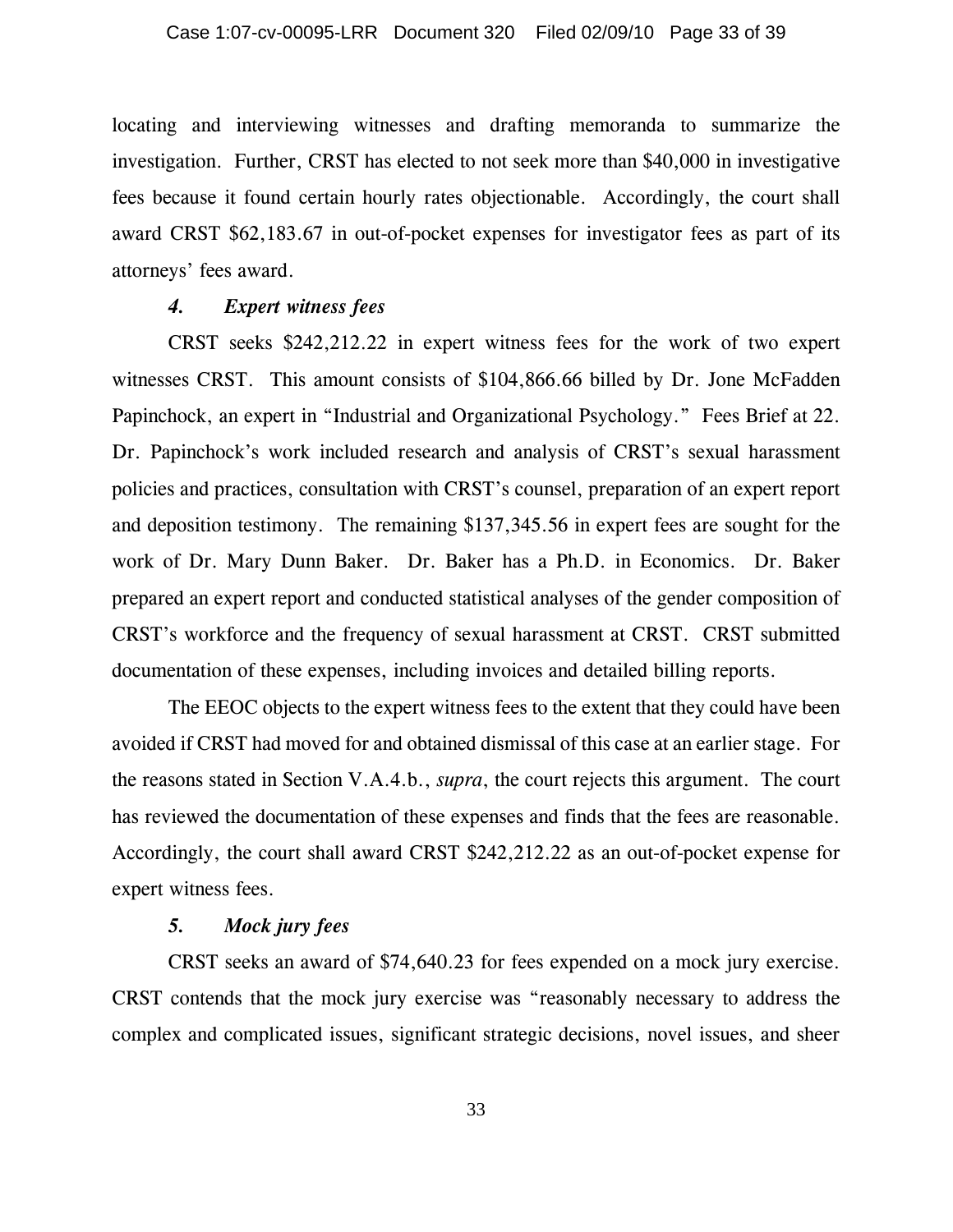locating and interviewing witnesses and drafting memoranda to summarize the investigation. Further, CRST has elected to not seek more than $40,000 in investigative fees because it found certain hourly rates objectionable. Accordingly, the court shall award CRST $62,183.67 in out-of-pocket expenses for investigator fees as part of its attorneys' fees award.

#### *4. Expert witness fees*

CRST seeks $242,212.22 in expert witness fees for the work of two expert witnesses CRST. This amount consists of $104,866.66 billed by Dr. Jone McFadden Papinchock, an expert in "Industrial and Organizational Psychology." Fees Brief at 22. Dr. Papinchock's work included research and analysis of CRST's sexual harassment policies and practices, consultation with CRST's counsel, preparation of an expert report and deposition testimony. The remaining $137,345.56 in expert fees are sought for the work of Dr. Mary Dunn Baker. Dr. Baker has a Ph.D. in Economics. Dr. Baker prepared an expert report and conducted statistical analyses of the gender composition of CRST's workforce and the frequency of sexual harassment at CRST. CRST submitted documentation of these expenses, including invoices and detailed billing reports.

The EEOC objects to the expert witness fees to the extent that they could have been avoided if CRST had moved for and obtained dismissal of this case at an earlier stage. For the reasons stated in Section V.A.4.b., *supra*, the court rejects this argument. The court has reviewed the documentation of these expenses and finds that the fees are reasonable. Accordingly, the court shall award CRST $242,212.22 as an out-of-pocket expense for expert witness fees.

#### *5. Mock jury fees*

CRST seeks an award of $74,640.23 for fees expended on a mock jury exercise. CRST contends that the mock jury exercise was "reasonably necessary to address the complex and complicated issues, significant strategic decisions, novel issues, and sheer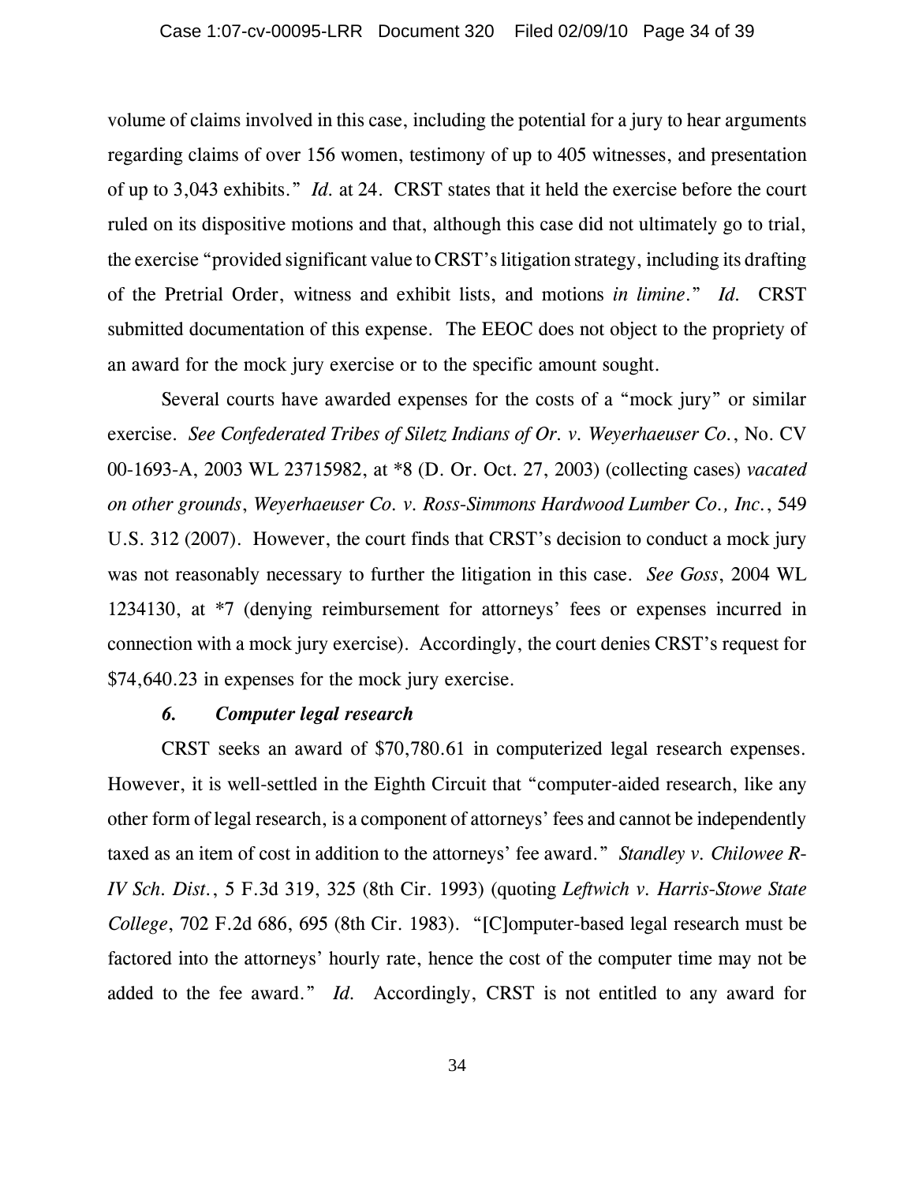volume of claims involved in this case, including the potential for a jury to hear arguments regarding claims of over 156 women, testimony of up to 405 witnesses, and presentation of up to 3,043 exhibits." *Id.* at 24. CRST states that it held the exercise before the court ruled on its dispositive motions and that, although this case did not ultimately go to trial, the exercise "provided significant value to CRST's litigation strategy, including its drafting of the Pretrial Order, witness and exhibit lists, and motions *in limine*." *Id.* CRST submitted documentation of this expense. The EEOC does not object to the propriety of an award for the mock jury exercise or to the specific amount sought.

Several courts have awarded expenses for the costs of a "mock jury" or similar exercise. *See Confederated Tribes of Siletz Indians of Or. v. Weyerhaeuser Co.*, No. CV 00-1693-A, 2003 WL 23715982, at *8 (D. Or. Oct. 27, 2003) (collecting cases) *vacated on other grounds*, *Weyerhaeuser Co. v. Ross-Simmons Hardwood Lumber Co., Inc.*, 549 U.S. 312 (2007). However, the court finds that CRST's decision to conduct a mock jury was not reasonably necessary to further the litigation in this case. *See Goss*, 2004 WL 1234130, at *7 (denying reimbursement for attorneys' fees or expenses incurred in connection with a mock jury exercise). Accordingly, the court denies CRST's request for $74,640.23 in expenses for the mock jury exercise.

### *6. Computer legal research*

CRST seeks an award of $70,780.61 in computerized legal research expenses. However, it is well-settled in the Eighth Circuit that "computer-aided research, like any other form of legal research, is a component of attorneys' fees and cannot be independently taxed as an item of cost in addition to the attorneys' fee award." *Standley v. Chilowee R-IV Sch. Dist.*, 5 F.3d 319, 325 (8th Cir. 1993) (quoting *Leftwich v. Harris-Stowe State College*, 702 F.2d 686, 695 (8th Cir. 1983). "[C]omputer-based legal research must be factored into the attorneys' hourly rate, hence the cost of the computer time may not be added to the fee award." *Id.* Accordingly, CRST is not entitled to any award for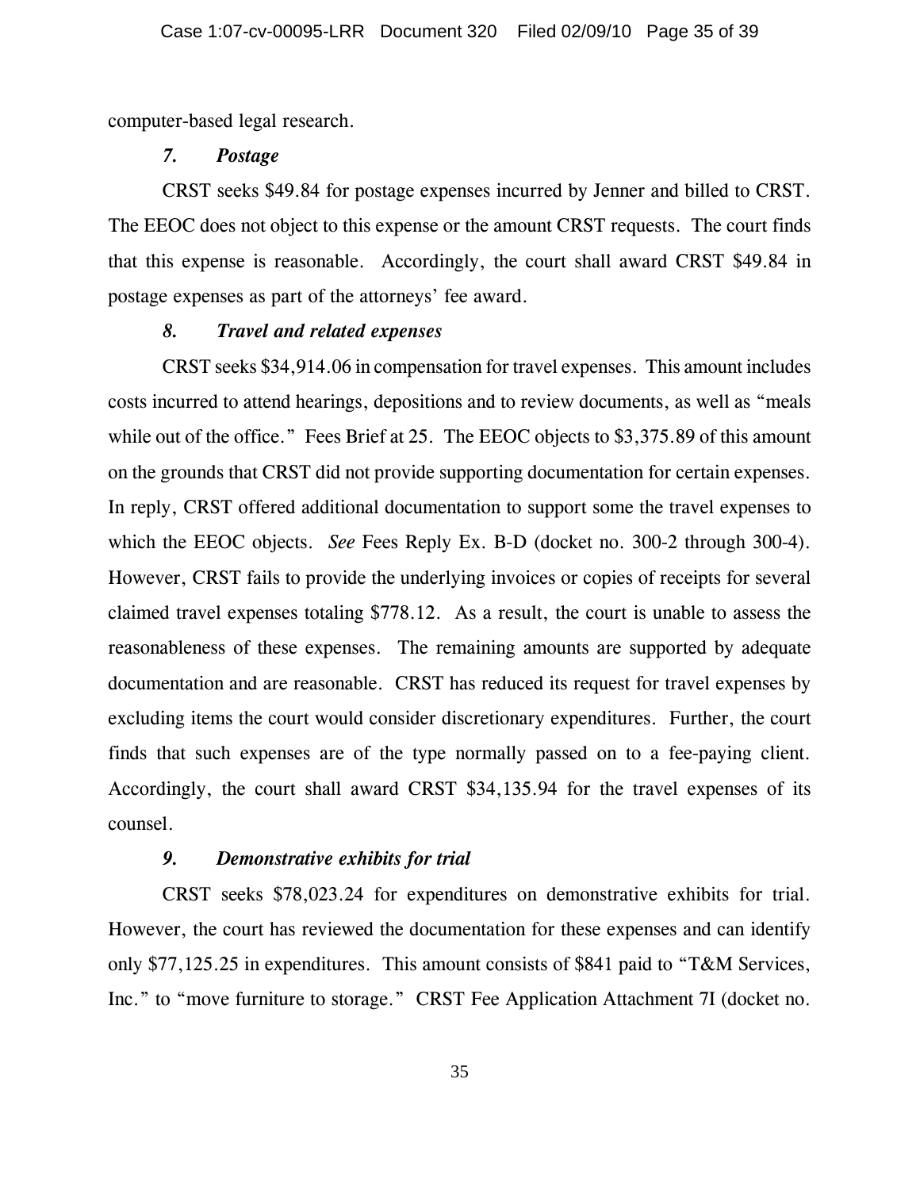computer-based legal research.

### *7. Postage*

CRST seeks $49.84 for postage expenses incurred by Jenner and billed to CRST. The EEOC does not object to this expense or the amount CRST requests. The court finds that this expense is reasonable. Accordingly, the court shall award CRST $49.84 in postage expenses as part of the attorneys' fee award.

### *8. Travel and related expenses*

CRST seeks $34,914.06 in compensation for travel expenses. This amount includes costs incurred to attend hearings, depositions and to review documents, as well as "meals while out of the office." Fees Brief at 25. The EEOC objects to $3,375.89 of this amount on the grounds that CRST did not provide supporting documentation for certain expenses. In reply, CRST offered additional documentation to support some the travel expenses to which the EEOC objects. *See* Fees Reply Ex. B-D (docket no. 300-2 through 300-4). However, CRST fails to provide the underlying invoices or copies of receipts for several claimed travel expenses totaling $778.12. As a result, the court is unable to assess the reasonableness of these expenses. The remaining amounts are supported by adequate documentation and are reasonable. CRST has reduced its request for travel expenses by excluding items the court would consider discretionary expenditures. Further, the court finds that such expenses are of the type normally passed on to a fee-paying client. Accordingly, the court shall award CRST $34,135.94 for the travel expenses of its counsel.

### *9. Demonstrative exhibits for trial*

CRST seeks $78,023.24 for expenditures on demonstrative exhibits for trial. However, the court has reviewed the documentation for these expenses and can identify only $77,125.25 in expenditures. This amount consists of $841 paid to "T&M Services, Inc." to "move furniture to storage." CRST Fee Application Attachment 7I (docket no.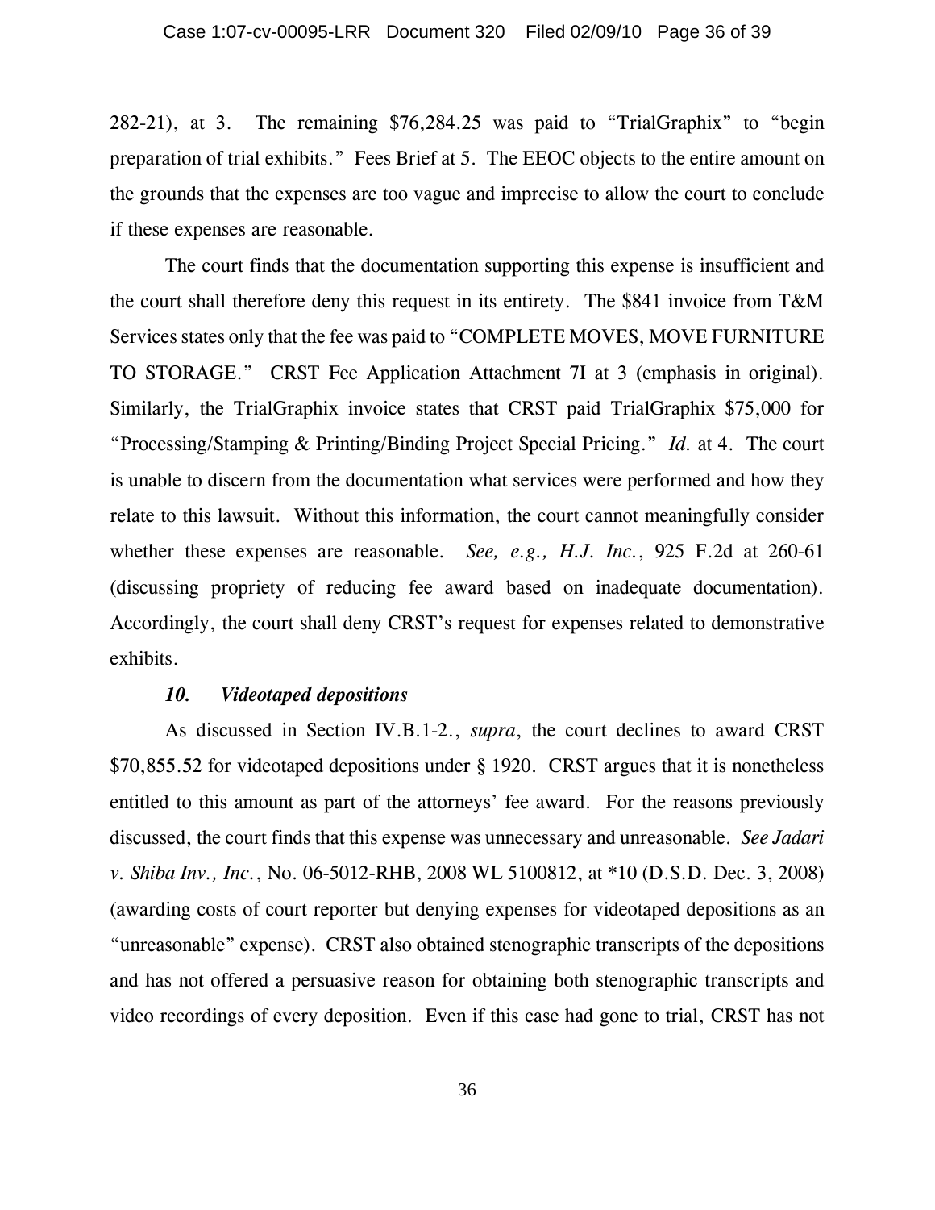282-21), at 3. The remaining $76,284.25 was paid to "TrialGraphix" to "begin preparation of trial exhibits." Fees Brief at 5. The EEOC objects to the entire amount on the grounds that the expenses are too vague and imprecise to allow the court to conclude if these expenses are reasonable.

The court finds that the documentation supporting this expense is insufficient and the court shall therefore deny this request in its entirety. The $841 invoice from T&M Services states only that the fee was paid to "COMPLETE MOVES, MOVE FURNITURE TO STORAGE." CRST Fee Application Attachment 7I at 3 (emphasis in original). Similarly, the TrialGraphix invoice states that CRST paid TrialGraphix $75,000 for "Processing/Stamping & Printing/Binding Project Special Pricing." *Id.* at 4. The court is unable to discern from the documentation what services were performed and how they relate to this lawsuit. Without this information, the court cannot meaningfully consider whether these expenses are reasonable. *See, e.g., H.J. Inc.*, 925 F.2d at 260-61 (discussing propriety of reducing fee award based on inadequate documentation). Accordingly, the court shall deny CRST's request for expenses related to demonstrative exhibits.

***10. Videotaped depositions***

As discussed in Section IV.B.1-2., *supra*, the court declines to award CRST $70,855.52 for videotaped depositions under § 1920. CRST argues that it is nonetheless entitled to this amount as part of the attorneys' fee award. For the reasons previously discussed, the court finds that this expense was unnecessary and unreasonable. *See Jadari v. Shiba Inv., Inc.*, No. 06-5012-RHB, 2008 WL 5100812, at *10 (D.S.D. Dec. 3, 2008) (awarding costs of court reporter but denying expenses for videotaped depositions as an "unreasonable" expense). CRST also obtained stenographic transcripts of the depositions and has not offered a persuasive reason for obtaining both stenographic transcripts and video recordings of every deposition. Even if this case had gone to trial, CRST has not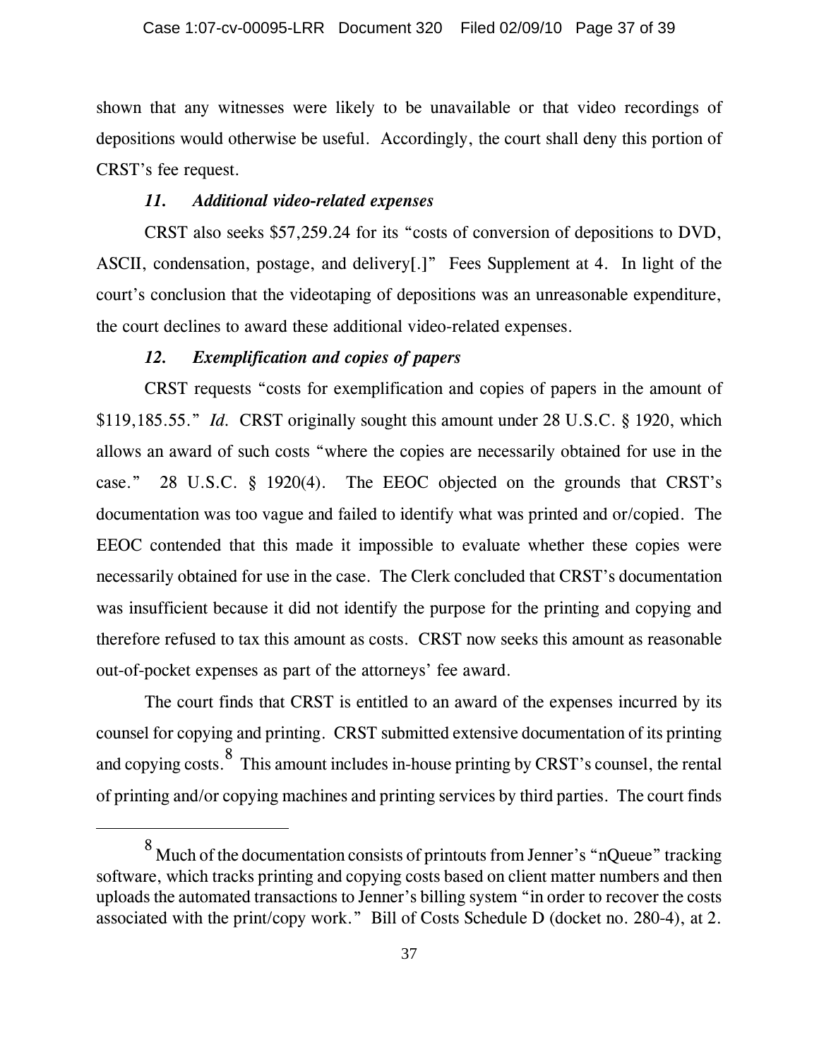shown that any witnesses were likely to be unavailable or that video recordings of depositions would otherwise be useful. Accordingly, the court shall deny this portion of CRST's fee request.

### *11. Additional video-related expenses*

CRST also seeks $57,259.24 for its "costs of conversion of depositions to DVD, ASCII, condensation, postage, and delivery[.]" Fees Supplement at 4. In light of the court's conclusion that the videotaping of depositions was an unreasonable expenditure, the court declines to award these additional video-related expenses.

### *12. Exemplification and copies of papers*

CRST requests "costs for exemplification and copies of papers in the amount of $119,185.55." *Id.* CRST originally sought this amount under 28 U.S.C. § 1920, which allows an award of such costs "where the copies are necessarily obtained for use in the case." 28 U.S.C. § 1920(4). The EEOC objected on the grounds that CRST's documentation was too vague and failed to identify what was printed and or/copied. The EEOC contended that this made it impossible to evaluate whether these copies were necessarily obtained for use in the case. The Clerk concluded that CRST's documentation was insufficient because it did not identify the purpose for the printing and copying and therefore refused to tax this amount as costs. CRST now seeks this amount as reasonable out-of-pocket expenses as part of the attorneys' fee award.

The court finds that CRST is entitled to an award of the expenses incurred by its counsel for copying and printing. CRST submitted extensive documentation of its printing and copying costs.[8] This amount includes in-house printing by CRST's counsel, the rental of printing and/or copying machines and printing services by third parties. The court finds

---

[8] Much of the documentation consists of printouts from Jenner's "nQueue" tracking software, which tracks printing and copying costs based on client matter numbers and then uploads the automated transactions to Jenner's billing system "in order to recover the costs associated with the print/copy work." Bill of Costs Schedule D (docket no. 280-4), at 2.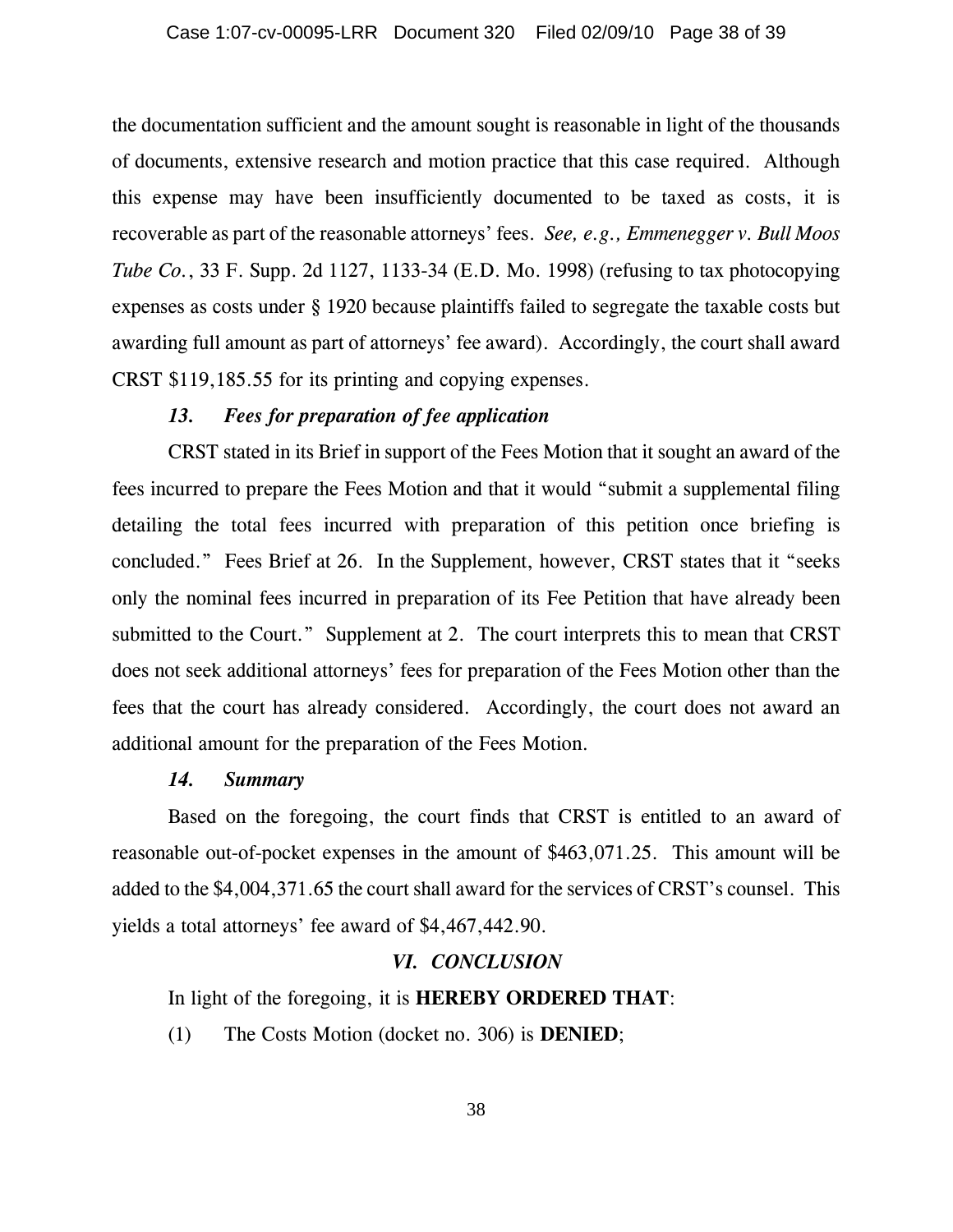the documentation sufficient and the amount sought is reasonable in light of the thousands of documents, extensive research and motion practice that this case required. Although this expense may have been insufficiently documented to be taxed as costs, it is recoverable as part of the reasonable attorneys' fees. *See, e.g., Emmenegger v. Bull Moos Tube Co.*, 33 F. Supp. 2d 1127, 1133-34 (E.D. Mo. 1998) (refusing to tax photocopying expenses as costs under § 1920 because plaintiffs failed to segregate the taxable costs but awarding full amount as part of attorneys' fee award). Accordingly, the court shall award CRST $119,185.55 for its printing and copying expenses.

### *13. Fees for preparation of fee application*

CRST stated in its Brief in support of the Fees Motion that it sought an award of the fees incurred to prepare the Fees Motion and that it would "submit a supplemental filing detailing the total fees incurred with preparation of this petition once briefing is concluded." Fees Brief at 26. In the Supplement, however, CRST states that it "seeks only the nominal fees incurred in preparation of its Fee Petition that have already been submitted to the Court." Supplement at 2. The court interprets this to mean that CRST does not seek additional attorneys' fees for preparation of the Fees Motion other than the fees that the court has already considered. Accordingly, the court does not award an additional amount for the preparation of the Fees Motion.

### *14. Summary*

Based on the foregoing, the court finds that CRST is entitled to an award of reasonable out-of-pocket expenses in the amount of $463,071.25. This amount will be added to the $4,004,371.65 the court shall award for the services of CRST's counsel. This yields a total attorneys' fee award of $4,467,442.90.

## *VI. CONCLUSION*

In light of the foregoing, it is **HEREBY ORDERED THAT**:

(1) The Costs Motion (docket no. 306) is **DENIED**;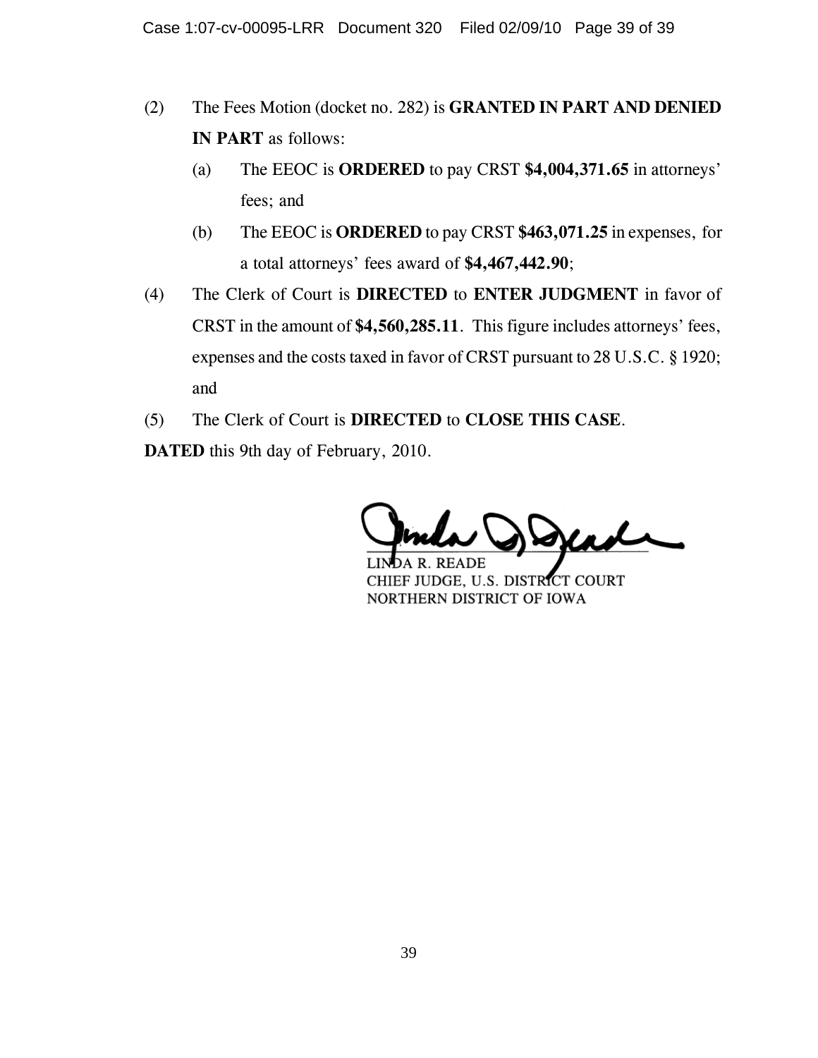(2) The Fees Motion (docket no. 282) is **GRANTED IN PART AND DENIED IN PART** as follows:

   (a) The EEOC is **ORDERED** to pay CRST **$4,004,371.65** in attorneys' fees; and

   (b) The EEOC is **ORDERED** to pay CRST **$463,071.25** in expenses, for a total attorneys' fees award of **$4,467,442.90**;

(4) The Clerk of Court is **DIRECTED** to **ENTER JUDGMENT** in favor of CRST in the amount of **$4,560,285.11**. This figure includes attorneys' fees, expenses and the costs taxed in favor of CRST pursuant to 28 U.S.C. § 1920; and

(5) The Clerk of Court is **DIRECTED** to **CLOSE THIS CASE**.

**DATED** this 9th day of February, 2010.

LINDA R. READE
CHIEF JUDGE, U.S. DISTRICT COURT
NORTHERN DISTRICT OF IOWA